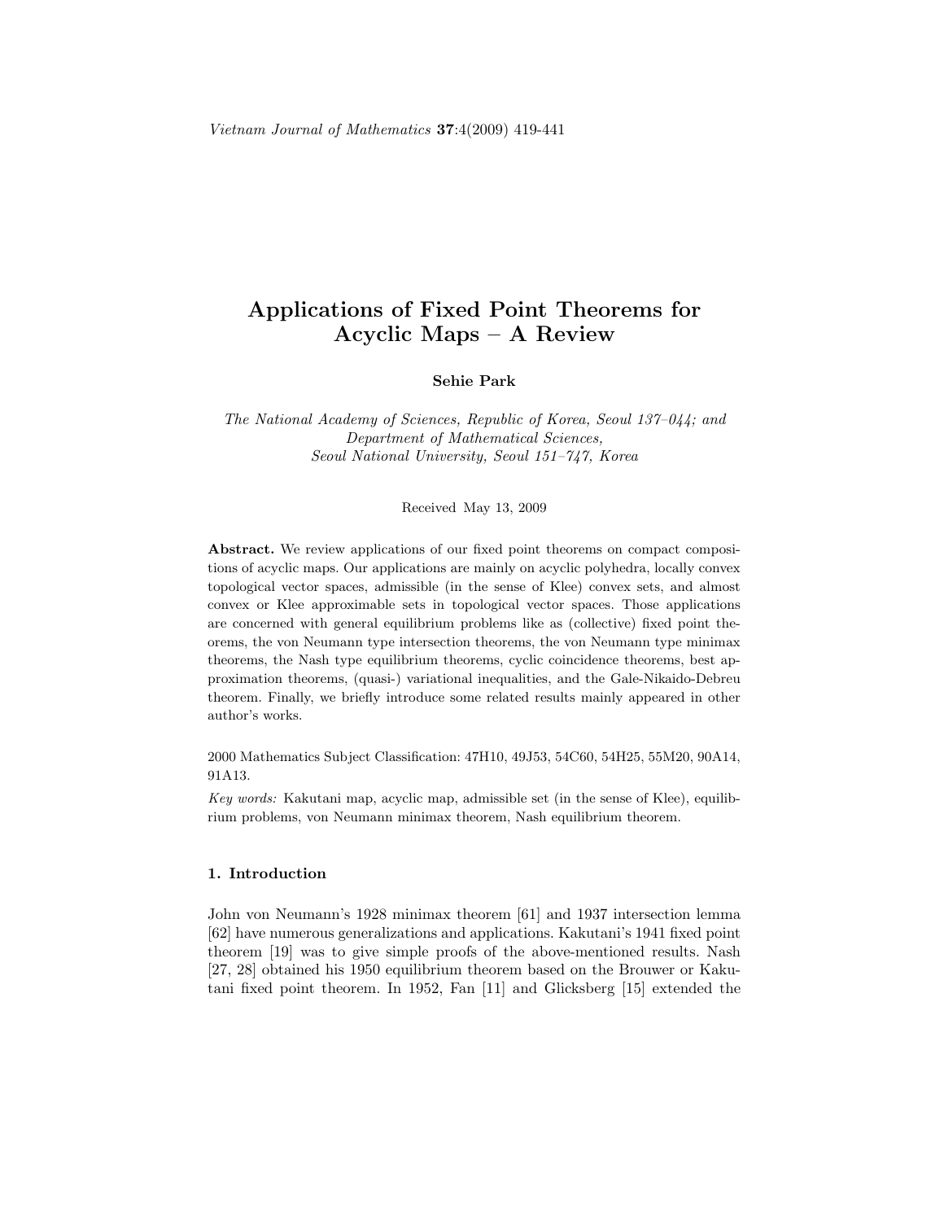# Applications of Fixed Point Theorems for Acyclic Maps – A Review

**Sehie Park**

*The National Academy of Sciences, Republic of Korea, Seoul 137–044; and Department of Mathematical Sciences, Seoul National University, Seoul 151–747, Korea*

Received May 13, 2009

**Abstract.** We review applications of our fixed point theorems on compact compositions of acyclic maps. Our applications are mainly on acyclic polyhedra, locally convex topological vector spaces, admissible (in the sense of Klee) convex sets, and almost convex or Klee approximable sets in topological vector spaces. Those applications are concerned with general equilibrium problems like as (collective) fixed point theorems, the von Neumann type intersection theorems, the von Neumann type minimax theorems, the Nash type equilibrium theorems, cyclic coincidence theorems, best approximation theorems, (quasi-) variational inequalities, and the Gale-Nikaido-Debreu theorem. Finally, we briefly introduce some related results mainly appeared in other author's works.

2000 Mathematics Subject Classification: 47H10, 49J53, 54C60, 54H25, 55M20, 90A14, 91A13.

*Key words:* Kakutani map, acyclic map, admissible set (in the sense of Klee), equilibrium problems, von Neumann minimax theorem, Nash equilibrium theorem.

## 1. Introduction

John von Neumann's 1928 minimax theorem [61] and 1937 intersection lemma [62] have numerous generalizations and applications. Kakutani's 1941 fixed point theorem [19] was to give simple proofs of the above-mentioned results. Nash [27, 28] obtained his 1950 equilibrium theorem based on the Brouwer or Kakutani fixed point theorem. In 1952, Fan [11] and Glicksberg [15] extended the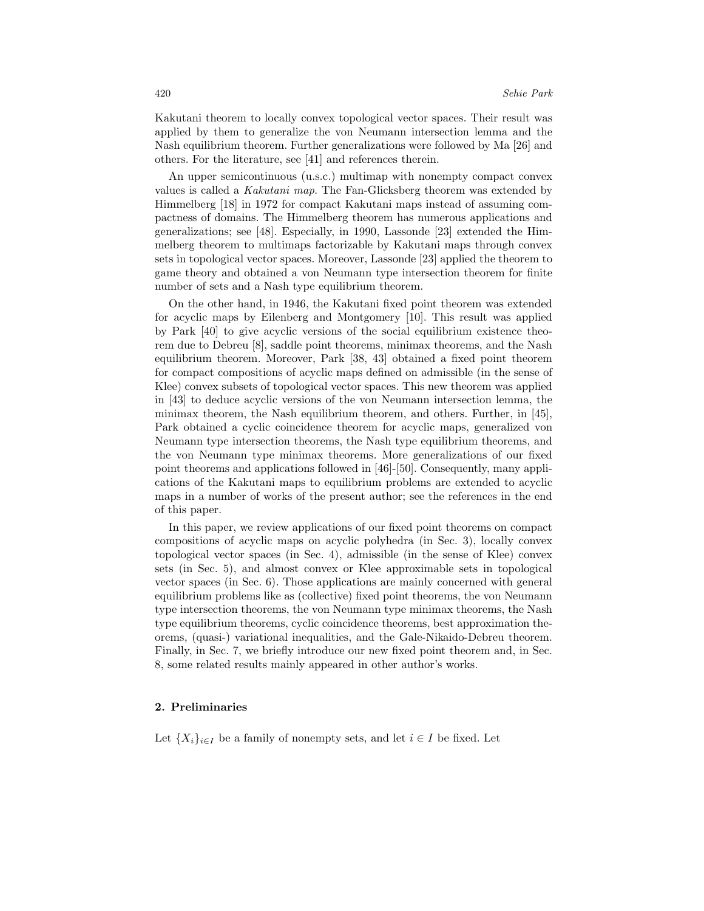Kakutani theorem to locally convex topological vector spaces. Their result was applied by them to generalize the von Neumann intersection lemma and the Nash equilibrium theorem. Further generalizations were followed by Ma [26] and others. For the literature, see [41] and references therein.

An upper semicontinuous (u.s.c.) multimap with nonempty compact convex values is called a *Kakutani map*. The Fan-Glicksberg theorem was extended by Himmelberg [18] in 1972 for compact Kakutani maps instead of assuming compactness of domains. The Himmelberg theorem has numerous applications and generalizations; see [48]. Especially, in 1990, Lassonde [23] extended the Himmelberg theorem to multimaps factorizable by Kakutani maps through convex sets in topological vector spaces. Moreover, Lassonde [23] applied the theorem to game theory and obtained a von Neumann type intersection theorem for finite number of sets and a Nash type equilibrium theorem.

On the other hand, in 1946, the Kakutani fixed point theorem was extended for acyclic maps by Eilenberg and Montgomery [10]. This result was applied by Park [40] to give acyclic versions of the social equilibrium existence theorem due to Debreu [8], saddle point theorems, minimax theorems, and the Nash equilibrium theorem. Moreover, Park [38, 43] obtained a fixed point theorem for compact compositions of acyclic maps defined on admissible (in the sense of Klee) convex subsets of topological vector spaces. This new theorem was applied in [43] to deduce acyclic versions of the von Neumann intersection lemma, the minimax theorem, the Nash equilibrium theorem, and others. Further, in [45], Park obtained a cyclic coincidence theorem for acyclic maps, generalized von Neumann type intersection theorems, the Nash type equilibrium theorems, and the von Neumann type minimax theorems. More generalizations of our fixed point theorems and applications followed in [46]-[50]. Consequently, many applications of the Kakutani maps to equilibrium problems are extended to acyclic maps in a number of works of the present author; see the references in the end of this paper.

In this paper, we review applications of our fixed point theorems on compact compositions of acyclic maps on acyclic polyhedra (in Sec. 3), locally convex topological vector spaces (in Sec. 4), admissible (in the sense of Klee) convex sets (in Sec. 5), and almost convex or Klee approximable sets in topological vector spaces (in Sec. 6). Those applications are mainly concerned with general equilibrium problems like as (collective) fixed point theorems, the von Neumann type intersection theorems, the von Neumann type minimax theorems, the Nash type equilibrium theorems, cyclic coincidence theorems, best approximation theorems, (quasi-) variational inequalities, and the Gale-Nikaido-Debreu theorem. Finally, in Sec. 7, we briefly introduce our new fixed point theorem and, in Sec. 8, some related results mainly appeared in other author's works.

## 2. Preliminaries

Let $\{X_i\}_{i\in I}$ be a family of nonempty sets, and let $i \in I$ be fixed. Let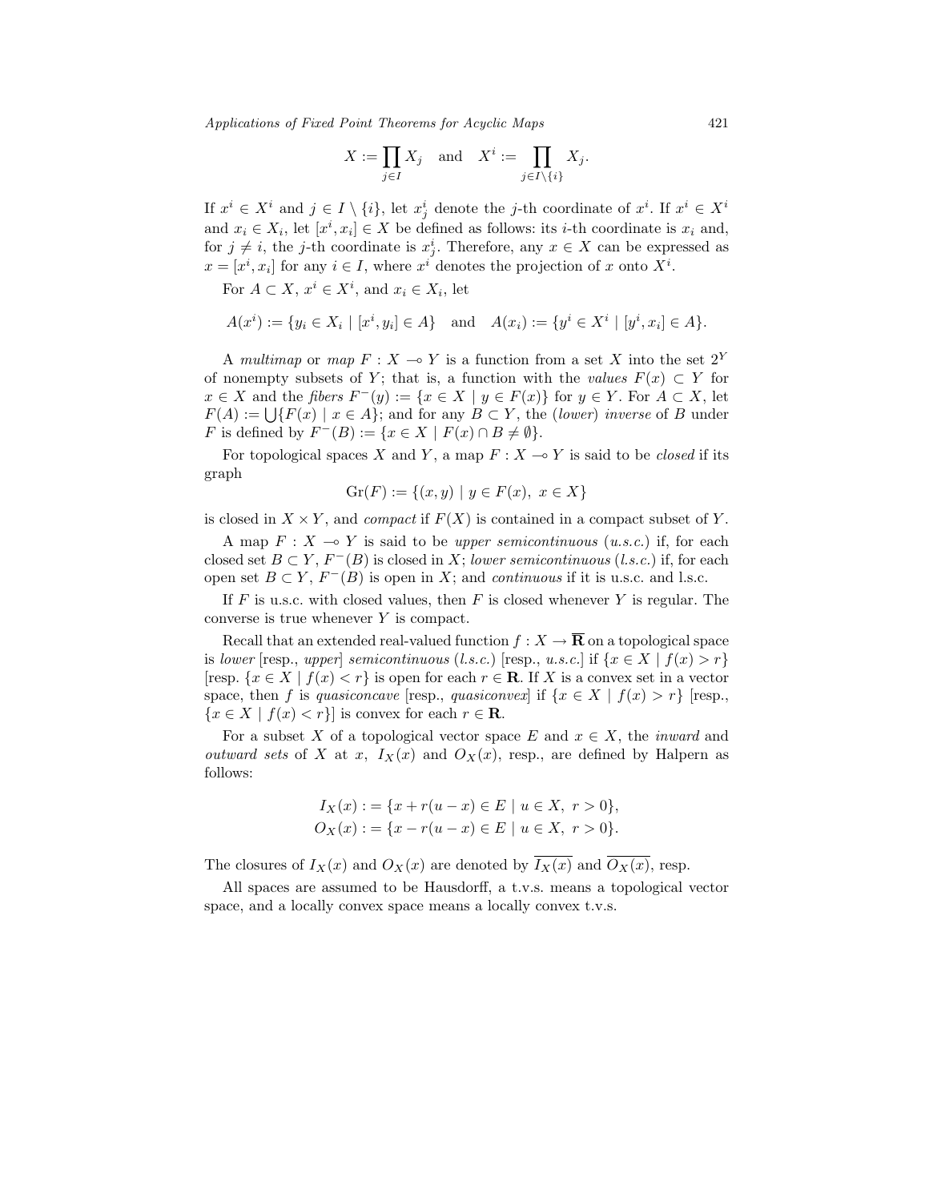$$X := \prod_{j \in I} X_j \quad \text{and} \quad X^i := \prod_{j \in I \setminus \{i\}} X_j.$$

If $x^i \in X^i$ and $j \in I \setminus \{i\}$, let $x^i_j$ denote the $j$-th coordinate of $x^i$. If $x^i \in X^i$ and $x_i \in X_i$, let $[x^i, x_i] \in X$ be defined as follows: its $i$-th coordinate is $x_i$ and, for $j \neq i$, the $j$-th coordinate is $x^i_j$. Therefore, any $x \in X$ can be expressed as $x = [x^i, x_i]$ for any $i \in I$, where $x^i$ denotes the projection of $x$ onto $X^i$.

For $A \subset X$, $x^i \in X^i$, and $x_i \in X_i$, let

$$A(x^i) := \{y_i \in X_i \mid [x^i, y_i] \in A\} \quad \text{and} \quad A(x_i) := \{y^i \in X^i \mid [y^i, x_i] \in A\}.$$

A *multimap* or *map* $F : X \multimap Y$ is a function from a set $X$ into the set $2^Y$ of nonempty subsets of $Y$; that is, a function with the *values* $F(x) \subset Y$ for $x \in X$ and the *fibers* $F^-(y) := \{x \in X \mid y \in F(x)\}$ for $y \in Y$. For $A \subset X$, let $F(A) := \bigcup\{F(x) \mid x \in A\}$; and for any $B \subset Y$, the (*lower*) *inverse* of $B$ under $F$ is defined by $F^-(B) := \{x \in X \mid F(x) \cap B \neq \emptyset\}$.

For topological spaces $X$ and $Y$, a map $F : X \multimap Y$ is said to be *closed* if its graph

$$\mathrm{Gr}(F) := \{(x, y) \mid y \in F(x),\ x \in X\}$$

is closed in $X \times Y$, and *compact* if $F(X)$ is contained in a compact subset of $Y$.

A map $F : X \multimap Y$ is said to be *upper semicontinuous* (*u.s.c.*) if, for each closed set $B \subset Y$, $F^-(B)$ is closed in $X$; *lower semicontinuous* (*l.s.c.*) if, for each open set $B \subset Y$, $F^-(B)$ is open in $X$; and *continuous* if it is u.s.c. and l.s.c.

If $F$ is u.s.c. with closed values, then $F$ is closed whenever $Y$ is regular. The converse is true whenever $Y$ is compact.

Recall that an extended real-valued function $f : X \to \overline{\mathbf{R}}$ on a topological space is *lower* [resp., *upper*] *semicontinuous* (*l.s.c.*) [resp., *u.s.c.*] if $\{x \in X \mid f(x) > r\}$ [resp. $\{x \in X \mid f(x) < r\}$ is open for each $r \in \mathbf{R}$. If $X$ is a convex set in a vector space, then $f$ is *quasiconcave* [resp., *quasiconvex*] if $\{x \in X \mid f(x) > r\}$ [resp., $\{x \in X \mid f(x) < r\}$] is convex for each $r \in \mathbf{R}$.

For a subset $X$ of a topological vector space $E$ and $x \in X$, the *inward* and *outward sets* of $X$ at $x$, $I_X(x)$ and $O_X(x)$, resp., are defined by Halpern as follows:

$$I_X(x) := \{x + r(u - x) \in E \mid u \in X,\ r > 0\},$$
$$O_X(x) := \{x - r(u - x) \in E \mid u \in X,\ r > 0\}.$$

The closures of $I_X(x)$ and $O_X(x)$ are denoted by $\overline{I_X(x)}$ and $\overline{O_X(x)}$, resp.

All spaces are assumed to be Hausdorff, a t.v.s. means a topological vector space, and a locally convex space means a locally convex t.v.s.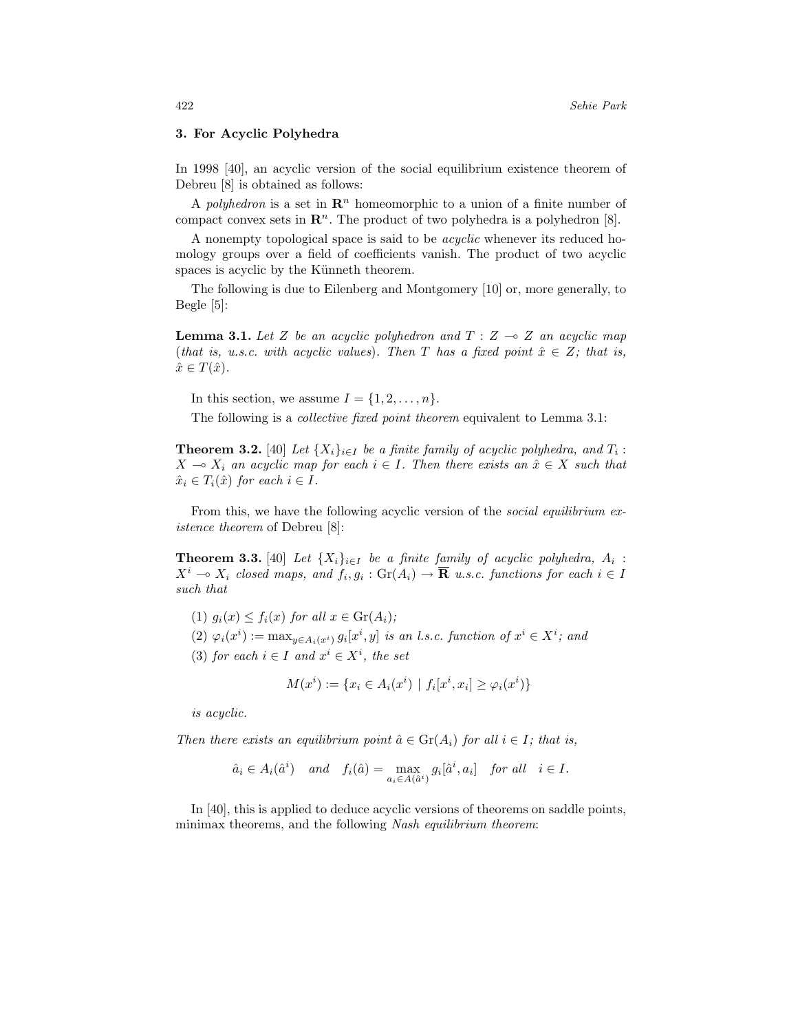## 3. For Acyclic Polyhedra

In 1998 [40], an acyclic version of the social equilibrium existence theorem of Debreu [8] is obtained as follows:

A *polyhedron* is a set in $\mathbf{R}^n$ homeomorphic to a union of a finite number of compact convex sets in $\mathbf{R}^n$. The product of two polyhedra is a polyhedron [8].

A nonempty topological space is said to be *acyclic* whenever its reduced homology groups over a field of coefficients vanish. The product of two acyclic spaces is acyclic by the Künneth theorem.

The following is due to Eilenberg and Montgomery [10] or, more generally, to Begle [5]:

**Lemma 3.1.** *Let $Z$ be an acyclic polyhedron and $T : Z \multimap Z$ an acyclic map (that is, u.s.c. with acyclic values). Then $T$ has a fixed point $\hat{x} \in Z$; that is, $\hat{x} \in T(\hat{x})$.*

In this section, we assume $I = \{1, 2, \ldots, n\}$.

The following is a *collective fixed point theorem* equivalent to Lemma 3.1:

**Theorem 3.2.** [40] *Let $\{X_i\}_{i \in I}$ be a finite family of acyclic polyhedra, and $T_i : X \multimap X_i$ an acyclic map for each $i \in I$. Then there exists an $\hat{x} \in X$ such that $\hat{x}_i \in T_i(\hat{x})$ for each $i \in I$.*

From this, we have the following acyclic version of the *social equilibrium existence theorem* of Debreu [8]:

**Theorem 3.3.** [40] *Let $\{X_i\}_{i \in I}$ be a finite family of acyclic polyhedra, $A_i : X^i \multimap X_i$ closed maps, and $f_i, g_i : \mathrm{Gr}(A_i) \to \overline{\mathbf{R}}$ u.s.c. functions for each $i \in I$ such that*

1. *$g_i(x) \leq f_i(x)$ for all $x \in \mathrm{Gr}(A_i)$;*
2. *$\varphi_i(x^i) := \max_{y \in A_i(x^i)} g_i[x^i, y]$ is an l.s.c. function of $x^i \in X^i$; and*
3. *for each $i \in I$ and $x^i \in X^i$, the set*
$$M(x^i) := \{x_i \in A_i(x^i) \mid f_i[x^i, x_i] \geq \varphi_i(x^i)\}$$
*is acyclic.*

*Then there exists an equilibrium point $\hat{a} \in \mathrm{Gr}(A_i)$ for all $i \in I$; that is,*

$$\hat{a}_i \in A_i(\hat{a}^i) \quad and \quad f_i(\hat{a}) = \max_{a_i \in A(\hat{a}^i)} g_i[\hat{a}^i, a_i] \quad for\ all \quad i \in I.$$

In [40], this is applied to deduce acyclic versions of theorems on saddle points, minimax theorems, and the following *Nash equilibrium theorem*: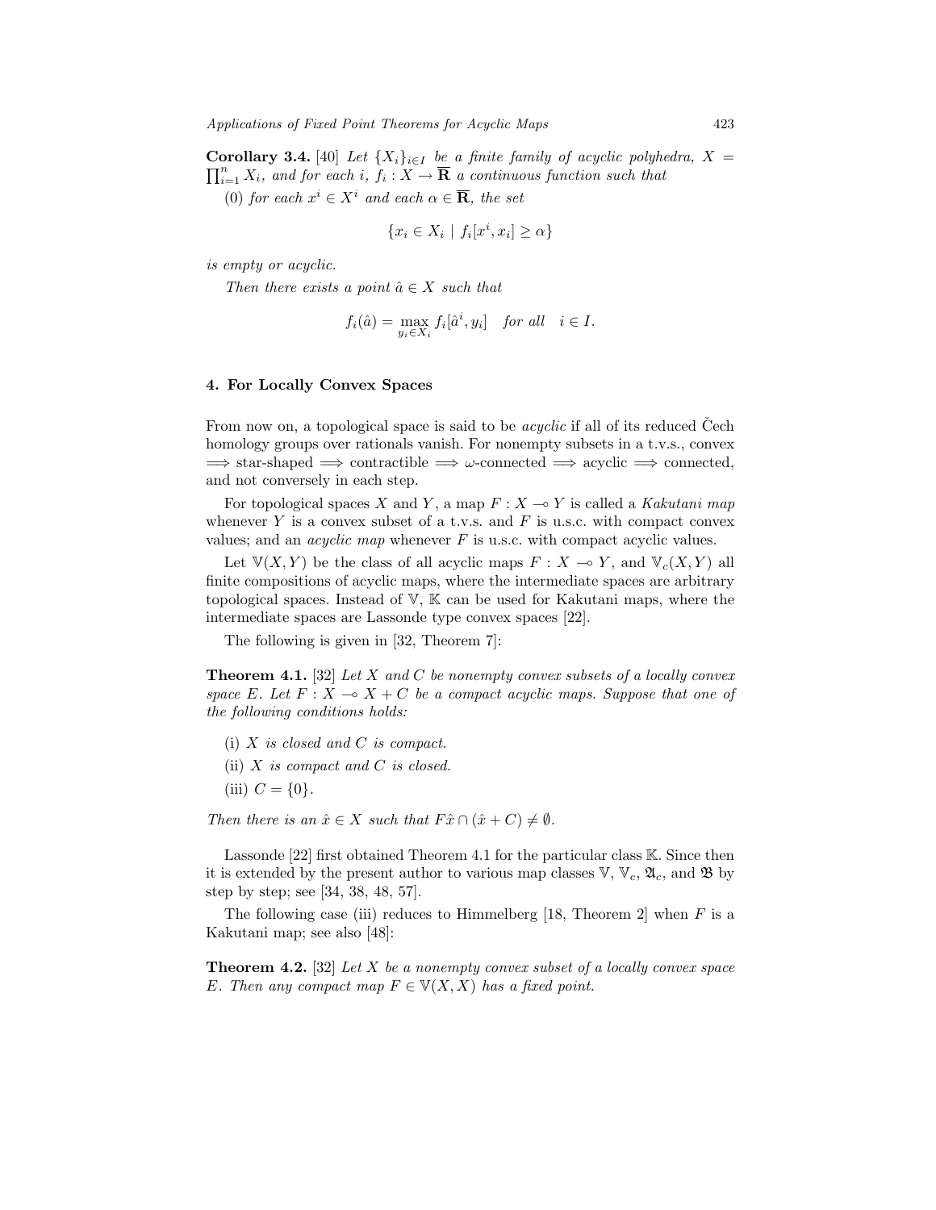**Corollary 3.4.** [40] *Let $\{X_i\}_{i\in I}$ be a finite family of acyclic polyhedra, $X = \prod_{i=1}^{n} X_i$, and for each $i$, $f_i : X \to \overline{\mathbf{R}}$ a continuous function such that*

(0) *for each $x^i \in X^i$ and each $\alpha \in \overline{\mathbf{R}}$, the set*

$$\{x_i \in X_i \mid f_i[x^i, x_i] \geq \alpha\}$$

*is empty or acyclic.*

*Then there exists a point $\hat{a} \in X$ such that*

$$f_i(\hat{a}) = \max_{y_i \in X_i} f_i[\hat{a}^i, y_i] \quad \text{for all} \quad i \in I.$$

## 4. For Locally Convex Spaces

From now on, a topological space is said to be *acyclic* if all of its reduced Čech homology groups over rationals vanish. For nonempty subsets in a t.v.s., convex $\Longrightarrow$ star-shaped $\Longrightarrow$ contractible $\Longrightarrow$ $\omega$-connected $\Longrightarrow$ acyclic $\Longrightarrow$ connected, and not conversely in each step.

For topological spaces $X$ and $Y$, a map $F : X \multimap Y$ is called a *Kakutani map* whenever $Y$ is a convex subset of a t.v.s. and $F$ is u.s.c. with compact convex values; and an *acyclic map* whenever $F$ is u.s.c. with compact acyclic values.

Let $\mathbb{V}(X, Y)$ be the class of all acyclic maps $F : X \multimap Y$, and $\mathbb{V}_c(X, Y)$ all finite compositions of acyclic maps, where the intermediate spaces are arbitrary topological spaces. Instead of $\mathbb{V}$, $\mathbb{K}$ can be used for Kakutani maps, where the intermediate spaces are Lassonde type convex spaces [22].

The following is given in [32, Theorem 7]:

**Theorem 4.1.** [32] *Let $X$ and $C$ be nonempty convex subsets of a locally convex space $E$. Let $F : X \multimap X + C$ be a compact acyclic maps. Suppose that one of the following conditions holds:*

- (i) *$X$ is closed and $C$ is compact.*
- (ii) *$X$ is compact and $C$ is closed.*
- (iii) *$C = \{0\}$.*

*Then there is an $\hat{x} \in X$ such that $F\hat{x} \cap (\hat{x} + C) \neq \emptyset$.*

Lassonde [22] first obtained Theorem 4.1 for the particular class $\mathbb{K}$. Since then it is extended by the present author to various map classes $\mathbb{V}$, $\mathbb{V}_c$, $\mathfrak{A}_c$, and $\mathfrak{B}$ by step by step; see [34, 38, 48, 57].

The following case (iii) reduces to Himmelberg [18, Theorem 2] when $F$ is a Kakutani map; see also [48]:

**Theorem 4.2.** [32] *Let $X$ be a nonempty convex subset of a locally convex space $E$. Then any compact map $F \in \mathbb{V}(X, X)$ has a fixed point.*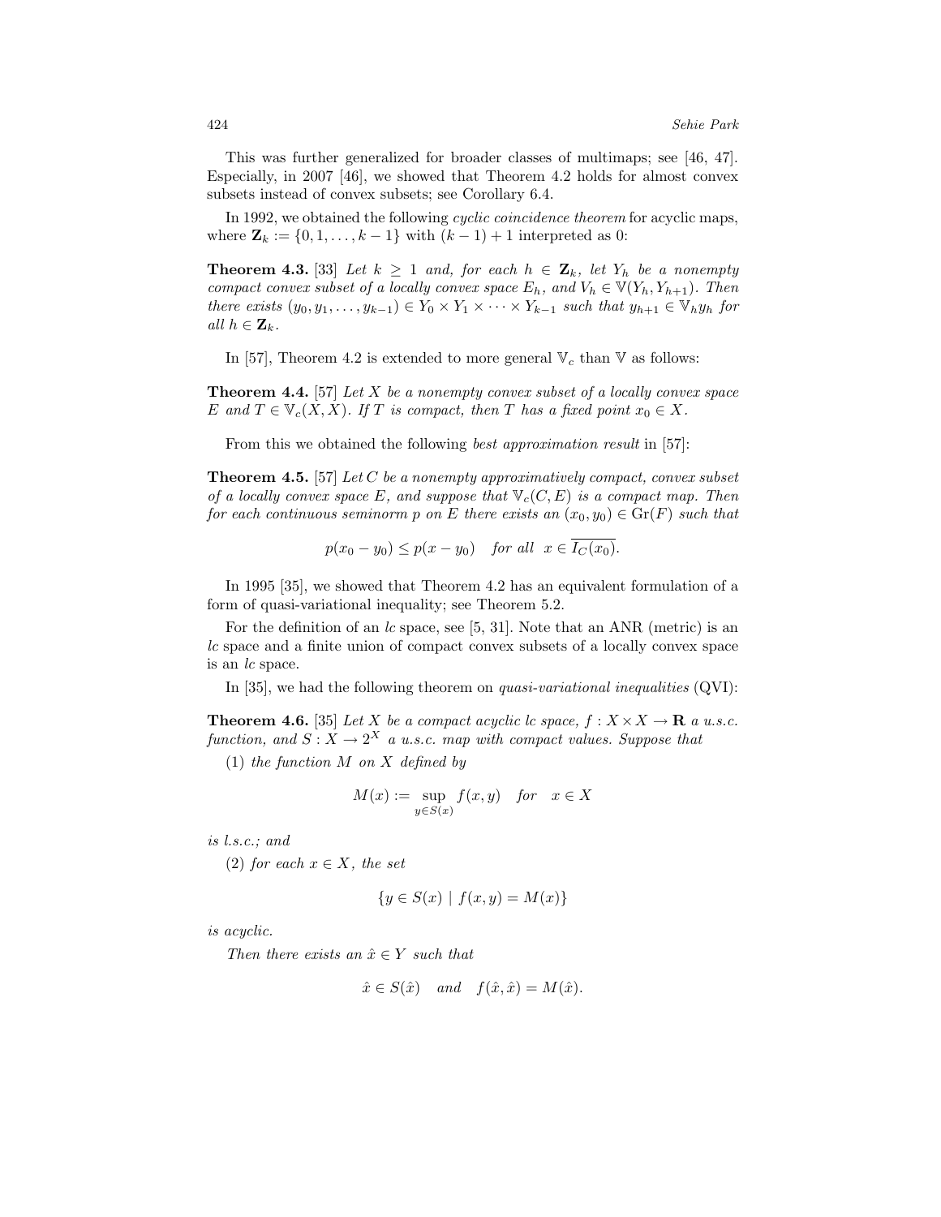This was further generalized for broader classes of multimaps; see [46, 47]. Especially, in 2007 [46], we showed that Theorem 4.2 holds for almost convex subsets instead of convex subsets; see Corollary 6.4.

In 1992, we obtained the following *cyclic coincidence theorem* for acyclic maps, where $\mathbf{Z}_k := \{0, 1, \ldots, k-1\}$ with $(k-1)+1$ interpreted as 0:

**Theorem 4.3.** [33] *Let $k \geq 1$ and, for each $h \in \mathbf{Z}_k$, let $Y_h$ be a nonempty compact convex subset of a locally convex space $E_h$, and $V_h \in \mathbb{V}(Y_h, Y_{h+1})$. Then there exists $(y_0, y_1, \ldots, y_{k-1}) \in Y_0 \times Y_1 \times \cdots \times Y_{k-1}$ such that $y_{h+1} \in \mathbb{V}_h y_h$ for all $h \in \mathbf{Z}_k$.*

In [57], Theorem 4.2 is extended to more general $\mathbb{V}_c$ than $\mathbb{V}$ as follows:

**Theorem 4.4.** [57] *Let $X$ be a nonempty convex subset of a locally convex space $E$ and $T \in \mathbb{V}_c(X, X)$. If $T$ is compact, then $T$ has a fixed point $x_0 \in X$.*

From this we obtained the following *best approximation result* in [57]:

**Theorem 4.5.** [57] *Let $C$ be a nonempty approximatively compact, convex subset of a locally convex space $E$, and suppose that $\mathbb{V}_c(C, E)$ is a compact map. Then for each continuous seminorm $p$ on $E$ there exists an $(x_0, y_0) \in \mathrm{Gr}(F)$ such that*

$$p(x_0 - y_0) \leq p(x - y_0) \quad \textit{for all} \;\; x \in \overline{I_C(x_0)}.$$

In 1995 [35], we showed that Theorem 4.2 has an equivalent formulation of a form of quasi-variational inequality; see Theorem 5.2.

For the definition of an *lc* space, see [5, 31]. Note that an ANR (metric) is an *lc* space and a finite union of compact convex subsets of a locally convex space is an *lc* space.

In [35], we had the following theorem on *quasi-variational inequalities* (QVI):

**Theorem 4.6.** [35] *Let $X$ be a compact acyclic lc space, $f : X \times X \to \mathbf{R}$ a u.s.c. function, and $S : X \to 2^X$ a u.s.c. map with compact values. Suppose that*

(1) *the function $M$ on $X$ defined by*

$$M(x) := \sup_{y \in S(x)} f(x, y) \quad \textit{for} \quad x \in X$$

*is l.s.c.; and*

(2) *for each $x \in X$, the set*

$$\{y \in S(x) \mid f(x, y) = M(x)\}$$

*is acyclic.*

*Then there exists an $\hat{x} \in Y$ such that*

$$\hat{x} \in S(\hat{x}) \quad \textit{and} \quad f(\hat{x}, \hat{x}) = M(\hat{x}).$$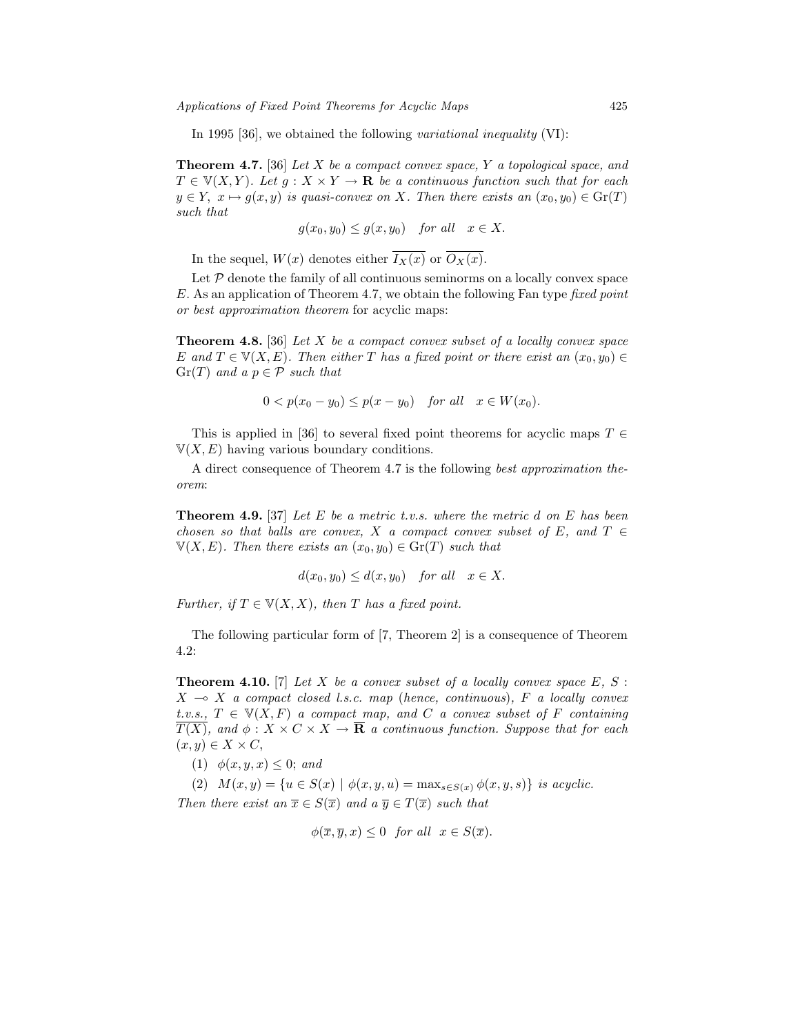In 1995 [36], we obtained the following *variational inequality* (VI):

**Theorem 4.7.** [36] *Let $X$ be a compact convex space, $Y$ a topological space, and $T \in \mathbb{V}(X, Y)$. Let $g : X \times Y \to \mathbf{R}$ be a continuous function such that for each $y \in Y$, $x \mapsto g(x, y)$ is quasi-convex on $X$. Then there exists an $(x_0, y_0) \in \mathrm{Gr}(T)$ such that*

$$g(x_0, y_0) \le g(x, y_0) \quad \text{for all} \quad x \in X.$$

In the sequel, $W(x)$ denotes either $\overline{I_X(x)}$ or $\overline{O_X(x)}$.

Let $\mathcal{P}$ denote the family of all continuous seminorms on a locally convex space $E$. As an application of Theorem 4.7, we obtain the following Fan type *fixed point or best approximation theorem* for acyclic maps:

**Theorem 4.8.** [36] *Let $X$ be a compact convex subset of a locally convex space $E$ and $T \in \mathbb{V}(X, E)$. Then either $T$ has a fixed point or there exist an $(x_0, y_0) \in \mathrm{Gr}(T)$ and a $p \in \mathcal{P}$ such that*

$$0 < p(x_0 - y_0) \le p(x - y_0) \quad \text{for all} \quad x \in W(x_0).$$

This is applied in [36] to several fixed point theorems for acyclic maps $T \in \mathbb{V}(X, E)$ having various boundary conditions.

A direct consequence of Theorem 4.7 is the following *best approximation theorem*:

**Theorem 4.9.** [37] *Let $E$ be a metric t.v.s. where the metric $d$ on $E$ has been chosen so that balls are convex, $X$ a compact convex subset of $E$, and $T \in \mathbb{V}(X, E)$. Then there exists an $(x_0, y_0) \in \mathrm{Gr}(T)$ such that*

$$d(x_0, y_0) \le d(x, y_0) \quad \text{for all} \quad x \in X.$$

*Further, if $T \in \mathbb{V}(X, X)$, then $T$ has a fixed point.*

The following particular form of [7, Theorem 2] is a consequence of Theorem 4.2:

**Theorem 4.10.** [7] *Let $X$ be a convex subset of a locally convex space $E$, $S : X \multimap X$ a compact closed l.s.c. map (hence, continuous), $F$ a locally convex t.v.s., $T \in \mathbb{V}(X, F)$ a compact map, and $C$ a convex subset of $F$ containing $\overline{T(X)}$, and $\phi : X \times C \times X \to \overline{\mathbf{R}}$ a continuous function. Suppose that for each $(x, y) \in X \times C$,*

(1) *$\phi(x, y, x) \le 0$; and*

(2) *$M(x, y) = \{u \in S(x) \mid \phi(x, y, u) = \max_{s \in S(x)} \phi(x, y, s)\}$ is acyclic.*

*Then there exist an $\overline{x} \in S(\overline{x})$ and a $\overline{y} \in T(\overline{x})$ such that*

$$\phi(\overline{x}, \overline{y}, x) \le 0 \quad \text{for all} \quad x \in S(\overline{x}).$$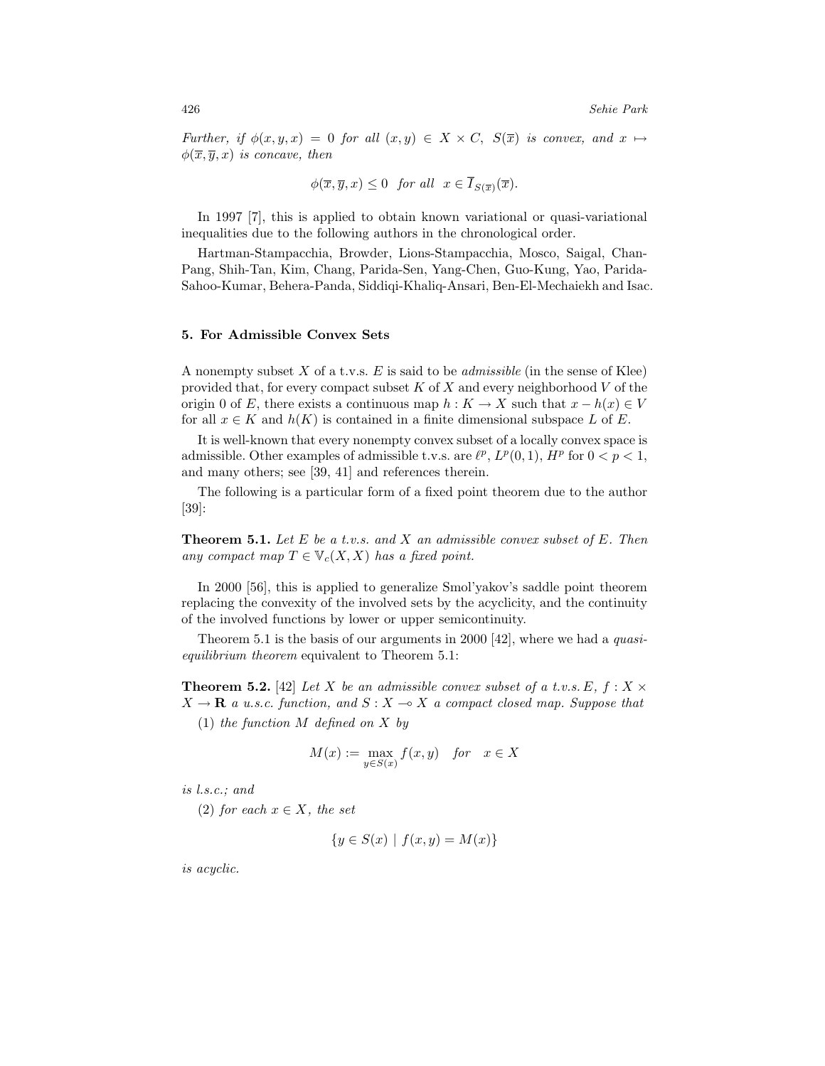*Further, if* $\phi(x, y, x) = 0$ *for all* $(x, y) \in X \times C$*,* $S(\overline{x})$ *is convex, and* $x \mapsto \phi(\overline{x}, \overline{y}, x)$ *is concave, then*

$$\phi(\overline{x}, \overline{y}, x) \leq 0 \quad \textit{for all} \quad x \in \overline{I}_{S(\overline{x})}(\overline{x}).$$

In 1997 [7], this is applied to obtain known variational or quasi-variational inequalities due to the following authors in the chronological order.

Hartman-Stampacchia, Browder, Lions-Stampacchia, Mosco, Saigal, Chan-Pang, Shih-Tan, Kim, Chang, Parida-Sen, Yang-Chen, Guo-Kung, Yao, Parida-Sahoo-Kumar, Behera-Panda, Siddiqi-Khaliq-Ansari, Ben-El-Mechaiekh and Isac.

## 5. For Admissible Convex Sets

A nonempty subset $X$ of a t.v.s. $E$ is said to be *admissible* (in the sense of Klee) provided that, for every compact subset $K$ of $X$ and every neighborhood $V$ of the origin 0 of $E$, there exists a continuous map $h : K \to X$ such that $x - h(x) \in V$ for all $x \in K$ and $h(K)$ is contained in a finite dimensional subspace $L$ of $E$.

It is well-known that every nonempty convex subset of a locally convex space is admissible. Other examples of admissible t.v.s. are $\ell^p$, $L^p(0, 1)$, $H^p$ for $0 < p < 1$, and many others; see [39, 41] and references therein.

The following is a particular form of a fixed point theorem due to the author [39]:

**Theorem 5.1.** *Let* $E$ *be a t.v.s. and* $X$ *an admissible convex subset of* $E$*. Then any compact map* $T \in \mathbb{V}_c(X, X)$ *has a fixed point.*

In 2000 [56], this is applied to generalize Smol'yakov's saddle point theorem replacing the convexity of the involved sets by the acyclicity, and the continuity of the involved functions by lower or upper semicontinuity.

Theorem 5.1 is the basis of our arguments in 2000 [42], where we had a *quasi-equilibrium theorem* equivalent to Theorem 5.1:

**Theorem 5.2.** [42] *Let* $X$ *be an admissible convex subset of a t.v.s.* $E$*,* $f : X \times X \to \mathbf{R}$ *a u.s.c. function, and* $S : X \multimap X$ *a compact closed map. Suppose that*

(1) *the function* $M$ *defined on* $X$ *by*

$$M(x) := \max_{y \in S(x)} f(x, y) \quad \textit{for} \quad x \in X$$

*is l.s.c.; and*

(2) *for each* $x \in X$*, the set*

$$\{y \in S(x) \mid f(x, y) = M(x)\}$$

*is acyclic.*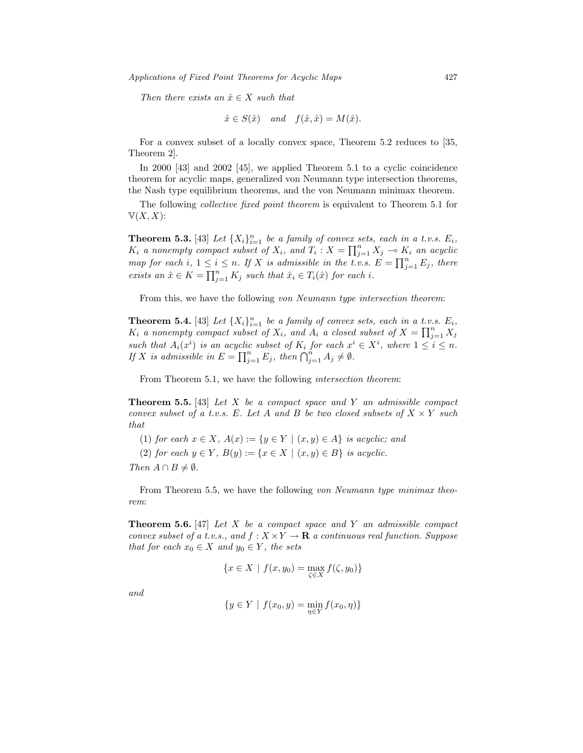*Then there exists an $\hat{x} \in X$ such that*

$$\hat{x} \in S(\hat{x}) \quad \text{and} \quad f(\hat{x}, \hat{x}) = M(\hat{x}).$$

For a convex subset of a locally convex space, Theorem 5.2 reduces to [35, Theorem 2].

In 2000 [43] and 2002 [45], we applied Theorem 5.1 to a cyclic coincidence theorem for acyclic maps, generalized von Neumann type intersection theorems, the Nash type equilibrium theorems, and the von Neumann minimax theorem.

The following *collective fixed point theorem* is equivalent to Theorem 5.1 for $\mathbb{V}(X, X)$:

**Theorem 5.3.** [43] *Let $\{X_i\}_{i=1}^n$ be a family of convex sets, each in a t.v.s. $E_i$, $K_i$ a nonempty compact subset of $X_i$, and $T_i : X = \prod_{j=1}^n X_j \multimap K_i$ an acyclic map for each $i$, $1 \leq i \leq n$. If $X$ is admissible in the t.v.s. $E = \prod_{j=1}^n E_j$, there exists an $\hat{x} \in K = \prod_{j=1}^n K_j$ such that $\hat{x}_i \in T_i(\hat{x})$ for each $i$.*

From this, we have the following *von Neumann type intersection theorem*:

**Theorem 5.4.** [43] *Let $\{X_i\}_{i=1}^n$ be a family of convex sets, each in a t.v.s. $E_i$, $K_i$ a nonempty compact subset of $X_i$, and $A_i$ a closed subset of $X = \prod_{j=1}^n X_j$ such that $A_i(x^i)$ is an acyclic subset of $K_i$ for each $x^i \in X^i$, where $1 \leq i \leq n$. If $X$ is admissible in $E = \prod_{j=1}^n E_j$, then $\bigcap_{j=1}^n A_j \neq \emptyset$.*

From Theorem 5.1, we have the following *intersection theorem*:

**Theorem 5.5.** [43] *Let $X$ be a compact space and $Y$ an admissible compact convex subset of a t.v.s. $E$. Let $A$ and $B$ be two closed subsets of $X \times Y$ such that*

(1) *for each $x \in X$, $A(x) := \{y \in Y \mid (x, y) \in A\}$ is acyclic; and*

(2) *for each $y \in Y$, $B(y) := \{x \in X \mid (x, y) \in B\}$ is acyclic.*

*Then $A \cap B \neq \emptyset$.*

From Theorem 5.5, we have the following *von Neumann type minimax theorem*:

**Theorem 5.6.** [47] *Let $X$ be a compact space and $Y$ an admissible compact convex subset of a t.v.s., and $f : X \times Y \to \mathbf{R}$ a continuous real function. Suppose that for each $x_0 \in X$ and $y_0 \in Y$, the sets*

$$\{x \in X \mid f(x, y_0) = \max_{\zeta \in X} f(\zeta, y_0)\}$$

*and*

$$\{y \in Y \mid f(x_0, y) = \min_{\eta \in Y} f(x_0, \eta)\}$$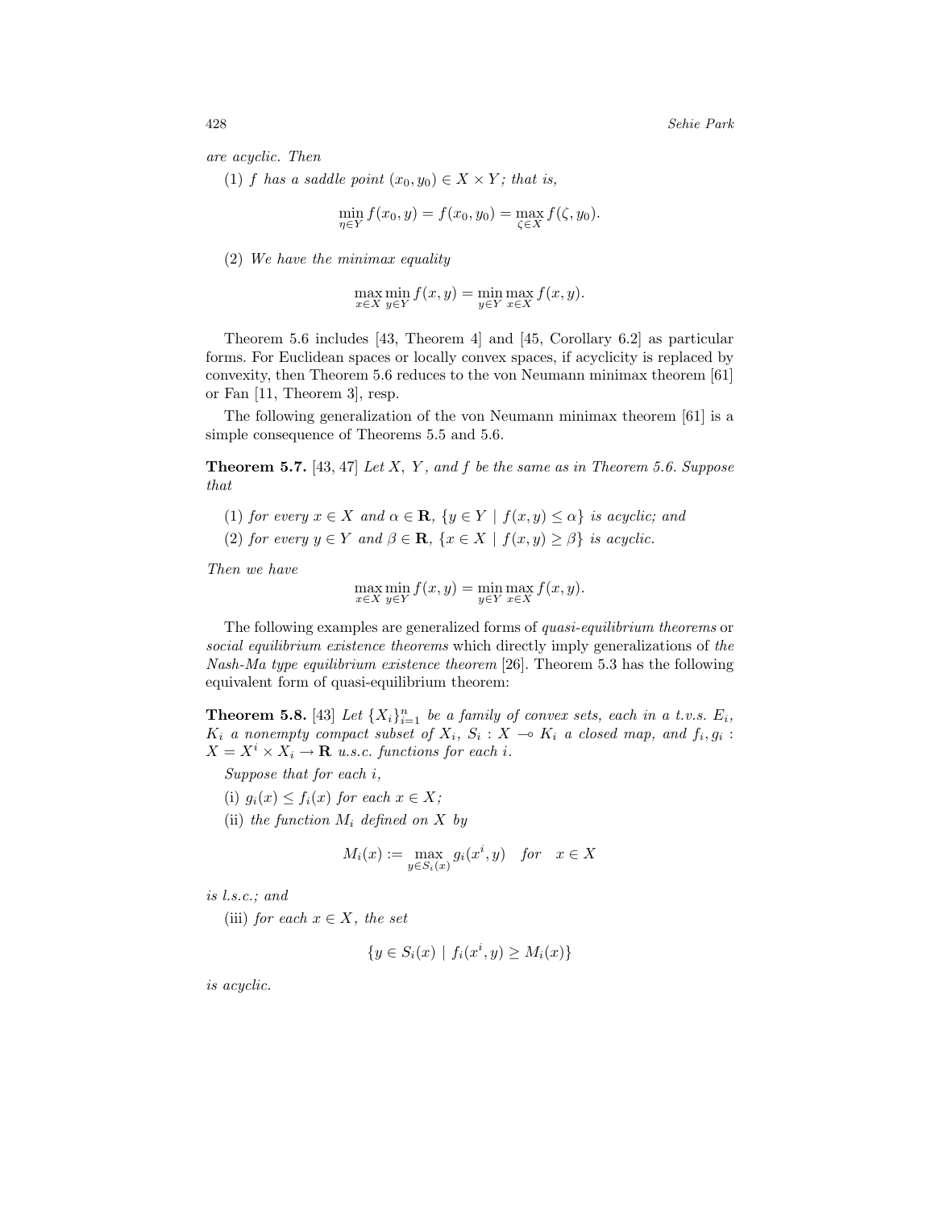*are acyclic. Then*

(1) *$f$ has a saddle point $(x_0, y_0) \in X \times Y$; that is,*

$$\min_{\eta \in Y} f(x_0, y) = f(x_0, y_0) = \max_{\zeta \in X} f(\zeta, y_0).$$

(2) *We have the minimax equality*

$$\max_{x \in X} \min_{y \in Y} f(x, y) = \min_{y \in Y} \max_{x \in X} f(x, y).$$

Theorem 5.6 includes [43, Theorem 4] and [45, Corollary 6.2] as particular forms. For Euclidean spaces or locally convex spaces, if acyclicity is replaced by convexity, then Theorem 5.6 reduces to the von Neumann minimax theorem [61] or Fan [11, Theorem 3], resp.

The following generalization of the von Neumann minimax theorem [61] is a simple consequence of Theorems 5.5 and 5.6.

**Theorem 5.7.** [43, 47] *Let $X$, $Y$, and $f$ be the same as in Theorem 5.6. Suppose that*

(1) *for every $x \in X$ and $\alpha \in \mathbf{R}$, $\{y \in Y \mid f(x, y) \leq \alpha\}$ is acyclic; and*

(2) *for every $y \in Y$ and $\beta \in \mathbf{R}$, $\{x \in X \mid f(x, y) \geq \beta\}$ is acyclic.*

*Then we have*

$$\max_{x \in X} \min_{y \in Y} f(x, y) = \min_{y \in Y} \max_{x \in X} f(x, y).$$

The following examples are generalized forms of *quasi-equilibrium theorems* or *social equilibrium existence theorems* which directly imply generalizations of *the Nash-Ma type equilibrium existence theorem* [26]. Theorem 5.3 has the following equivalent form of quasi-equilibrium theorem:

**Theorem 5.8.** [43] *Let $\{X_i\}_{i=1}^n$ be a family of convex sets, each in a t.v.s. $E_i$, $K_i$ a nonempty compact subset of $X_i$, $S_i : X \multimap K_i$ a closed map, and $f_i, g_i : X = X^i \times X_i \to \mathbf{R}$ u.s.c. functions for each $i$.*

*Suppose that for each $i$,*

(i) *$g_i(x) \leq f_i(x)$ for each $x \in X$;*

(ii) *the function $M_i$ defined on $X$ by*

$$M_i(x) := \max_{y \in S_i(x)} g_i(x^i, y) \quad \text{for} \quad x \in X$$

*is l.s.c.; and*

(iii) *for each $x \in X$, the set*

$$\{y \in S_i(x) \mid f_i(x^i, y) \geq M_i(x)\}$$

*is acyclic.*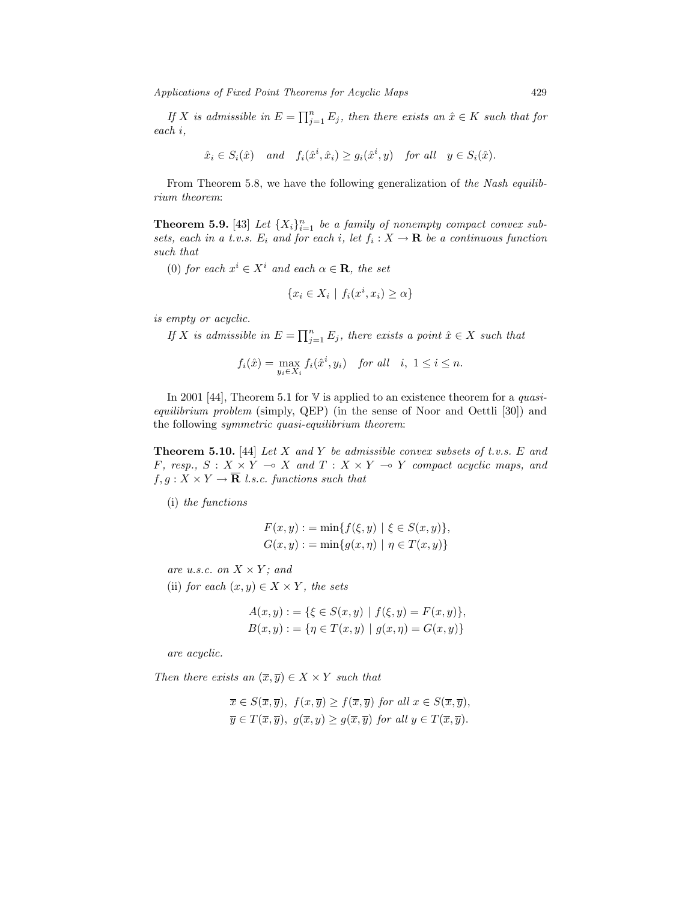*If $X$ is admissible in $E = \prod_{j=1}^{n} E_j$, then there exists an $\hat{x} \in K$ such that for each $i$,*

$$\hat{x}_i \in S_i(\hat{x}) \quad \text{and} \quad f_i(\hat{x}^i, \hat{x}_i) \geq g_i(\hat{x}^i, y) \quad \text{for all} \quad y \in S_i(\hat{x}).$$

From Theorem 5.8, we have the following generalization of *the Nash equilibrium theorem*:

**Theorem 5.9.** [43] *Let $\{X_i\}_{i=1}^n$ be a family of nonempty compact convex subsets, each in a t.v.s. $E_i$ and for each $i$, let $f_i : X \to \mathbf{R}$ be a continuous function such that*

(0) *for each $x^i \in X^i$ and each $\alpha \in \mathbf{R}$, the set*

$$\{x_i \in X_i \mid f_i(x^i, x_i) \geq \alpha\}$$

*is empty or acyclic.*

*If $X$ is admissible in $E = \prod_{j=1}^{n} E_j$, there exists a point $\hat{x} \in X$ such that*

$$f_i(\hat{x}) = \max_{y_i \in X_i} f_i(\hat{x}^i, y_i) \quad \text{for all} \quad i, \ 1 \leq i \leq n.$$

In 2001 [44], Theorem 5.1 for $\mathbb{V}$ is applied to an existence theorem for a *quasi-equilibrium problem* (simply, QEP) (in the sense of Noor and Oettli [30]) and the following *symmetric quasi-equilibrium theorem*:

**Theorem 5.10.** [44] *Let $X$ and $Y$ be admissible convex subsets of t.v.s. $E$ and $F$, resp., $S : X \times Y \multimap X$ and $T : X \times Y \multimap Y$ compact acyclic maps, and $f, g : X \times Y \to \overline{\mathbf{R}}$ l.s.c. functions such that*

(i) *the functions*

$$F(x, y) := \min\{f(\xi, y) \mid \xi \in S(x, y)\},$$
$$G(x, y) := \min\{g(x, \eta) \mid \eta \in T(x, y)\}$$

*are u.s.c. on $X \times Y$; and*

(ii) *for each $(x, y) \in X \times Y$, the sets*

$$A(x, y) := \{\xi \in S(x, y) \mid f(\xi, y) = F(x, y)\},$$
$$B(x, y) := \{\eta \in T(x, y) \mid g(x, \eta) = G(x, y)\}$$

*are acyclic.*

*Then there exists an $(\overline{x}, \overline{y}) \in X \times Y$ such that*

$$\overline{x} \in S(\overline{x}, \overline{y}), \ f(x, \overline{y}) \geq f(\overline{x}, \overline{y}) \text{ for all } x \in S(\overline{x}, \overline{y}),$$
$$\overline{y} \in T(\overline{x}, \overline{y}), \ g(\overline{x}, y) \geq g(\overline{x}, \overline{y}) \text{ for all } y \in T(\overline{x}, \overline{y}).$$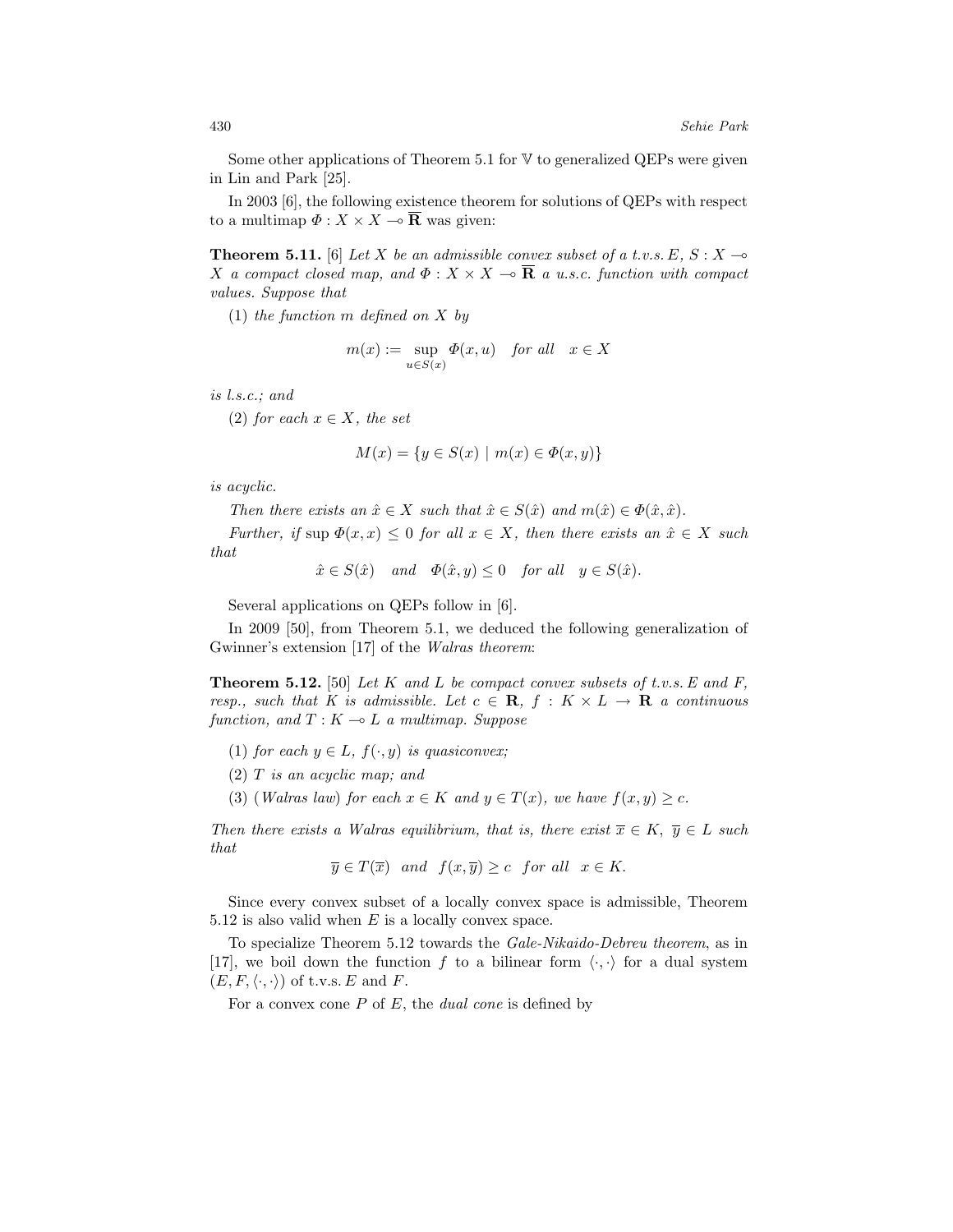Some other applications of Theorem 5.1 for $\mathbb{V}$ to generalized QEPs were given in Lin and Park [25].

In 2003 [6], the following existence theorem for solutions of QEPs with respect to a multimap $\Phi : X \times X \multimap \overline{\mathbf{R}}$ was given:

**Theorem 5.11.** [6] *Let $X$ be an admissible convex subset of a t.v.s. $E$, $S : X \multimap X$ a compact closed map, and $\Phi : X \times X \multimap \overline{\mathbf{R}}$ a u.s.c. function with compact values. Suppose that*

(1) *the function $m$ defined on $X$ by*

$$m(x) := \sup_{u \in S(x)} \Phi(x, u) \quad \text{for all} \quad x \in X$$

*is l.s.c.; and*

(2) *for each $x \in X$, the set*

$$M(x) = \{y \in S(x) \mid m(x) \in \Phi(x, y)\}$$

*is acyclic.*

*Then there exists an $\hat{x} \in X$ such that $\hat{x} \in S(\hat{x})$ and $m(\hat{x}) \in \Phi(\hat{x}, \hat{x})$.*

*Further, if $\sup \Phi(x, x) \leq 0$ for all $x \in X$, then there exists an $\hat{x} \in X$ such that*

$$\hat{x} \in S(\hat{x}) \quad \text{and} \quad \Phi(\hat{x}, y) \leq 0 \quad \text{for all} \quad y \in S(\hat{x}).$$

Several applications on QEPs follow in [6].

In 2009 [50], from Theorem 5.1, we deduced the following generalization of Gwinner's extension [17] of the *Walras theorem*:

**Theorem 5.12.** [50] *Let $K$ and $L$ be compact convex subsets of t.v.s. $E$ and $F$, resp., such that $K$ is admissible. Let $c \in \mathbf{R}$, $f : K \times L \to \mathbf{R}$ a continuous function, and $T : K \multimap L$ a multimap. Suppose*

(1) *for each $y \in L$, $f(\cdot, y)$ is quasiconvex;*

(2) *$T$ is an acyclic map; and*

(3) *(Walras law) for each $x \in K$ and $y \in T(x)$, we have $f(x, y) \geq c$.*

*Then there exists a Walras equilibrium, that is, there exist $\overline{x} \in K$, $\overline{y} \in L$ such that*

$$\overline{y} \in T(\overline{x}) \quad \text{and} \quad f(x, \overline{y}) \geq c \quad \text{for all} \quad x \in K.$$

Since every convex subset of a locally convex space is admissible, Theorem 5.12 is also valid when $E$ is a locally convex space.

To specialize Theorem 5.12 towards the *Gale-Nikaido-Debreu theorem*, as in [17], we boil down the function $f$ to a bilinear form $\langle \cdot, \cdot \rangle$ for a dual system $(E, F, \langle \cdot, \cdot \rangle)$ of t.v.s. $E$ and $F$.

For a convex cone $P$ of $E$, the *dual cone* is defined by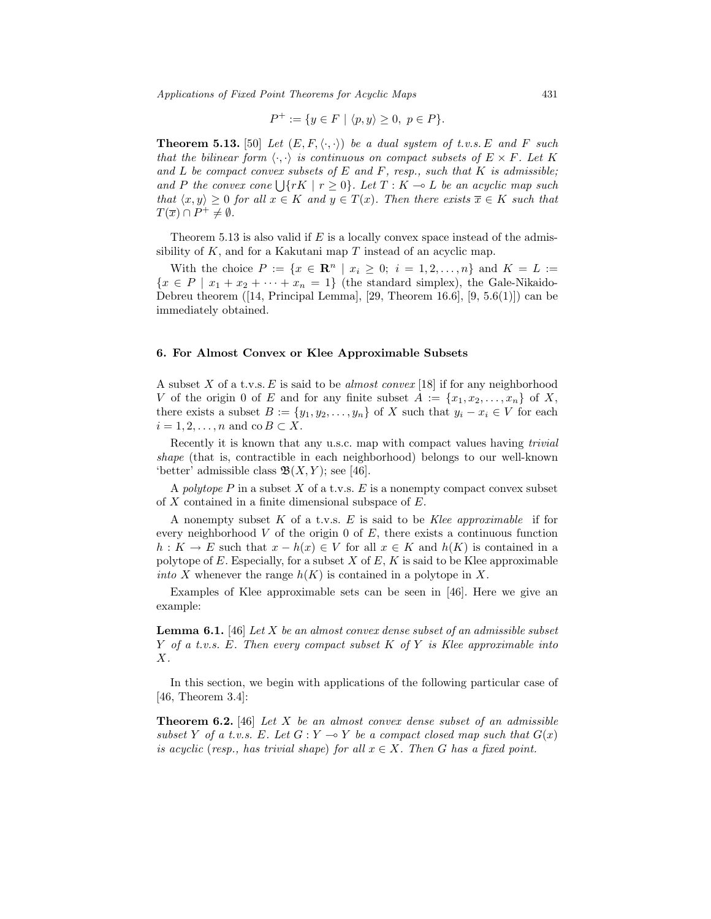$$P^+ := \{y \in F \mid \langle p, y\rangle \geq 0,\ p \in P\}.$$

**Theorem 5.13.** [50] *Let $(E, F, \langle\cdot,\cdot\rangle)$ be a dual system of t.v.s. $E$ and $F$ such that the bilinear form $\langle\cdot,\cdot\rangle$ is continuous on compact subsets of $E \times F$. Let $K$ and $L$ be compact convex subsets of $E$ and $F$, resp., such that $K$ is admissible; and $P$ the convex cone $\bigcup\{rK \mid r \geq 0\}$. Let $T : K \multimap L$ be an acyclic map such that $\langle x, y\rangle \geq 0$ for all $x \in K$ and $y \in T(x)$. Then there exists $\overline{x} \in K$ such that $T(\overline{x}) \cap P^+ \neq \emptyset$.*

Theorem 5.13 is also valid if $E$ is a locally convex space instead of the admissibility of $K$, and for a Kakutani map $T$ instead of an acyclic map.

With the choice $P := \{x \in \mathbf{R}^n \mid x_i \geq 0;\ i = 1, 2, \ldots, n\}$ and $K = L := \{x \in P \mid x_1 + x_2 + \cdots + x_n = 1\}$ (the standard simplex), the Gale-Nikaido-Debreu theorem ([14, Principal Lemma], [29, Theorem 16.6], [9, 5.6(1)]) can be immediately obtained.

## 6. For Almost Convex or Klee Approximable Subsets

A subset $X$ of a t.v.s. $E$ is said to be *almost convex* [18] if for any neighborhood $V$ of the origin 0 of $E$ and for any finite subset $A := \{x_1, x_2, \ldots, x_n\}$ of $X$, there exists a subset $B := \{y_1, y_2, \ldots, y_n\}$ of $X$ such that $y_i - x_i \in V$ for each $i = 1, 2, \ldots, n$ and $\operatorname{co} B \subset X$.

Recently it is known that any u.s.c. map with compact values having *trivial shape* (that is, contractible in each neighborhood) belongs to our well-known 'better' admissible class $\mathfrak{B}(X, Y)$; see [46].

A *polytope* $P$ in a subset $X$ of a t.v.s. $E$ is a nonempty compact convex subset of $X$ contained in a finite dimensional subspace of $E$.

A nonempty subset $K$ of a t.v.s. $E$ is said to be *Klee approximable* if for every neighborhood $V$ of the origin 0 of $E$, there exists a continuous function $h : K \to E$ such that $x - h(x) \in V$ for all $x \in K$ and $h(K)$ is contained in a polytope of $E$. Especially, for a subset $X$ of $E$, $K$ is said to be Klee approximable *into* $X$ whenever the range $h(K)$ is contained in a polytope in $X$.

Examples of Klee approximable sets can be seen in [46]. Here we give an example:

**Lemma 6.1.** [46] *Let $X$ be an almost convex dense subset of an admissible subset $Y$ of a t.v.s. $E$. Then every compact subset $K$ of $Y$ is Klee approximable into $X$.*

In this section, we begin with applications of the following particular case of [46, Theorem 3.4]:

**Theorem 6.2.** [46] *Let $X$ be an almost convex dense subset of an admissible subset $Y$ of a t.v.s. $E$. Let $G : Y \multimap Y$ be a compact closed map such that $G(x)$ is acyclic (resp., has trivial shape) for all $x \in X$. Then $G$ has a fixed point.*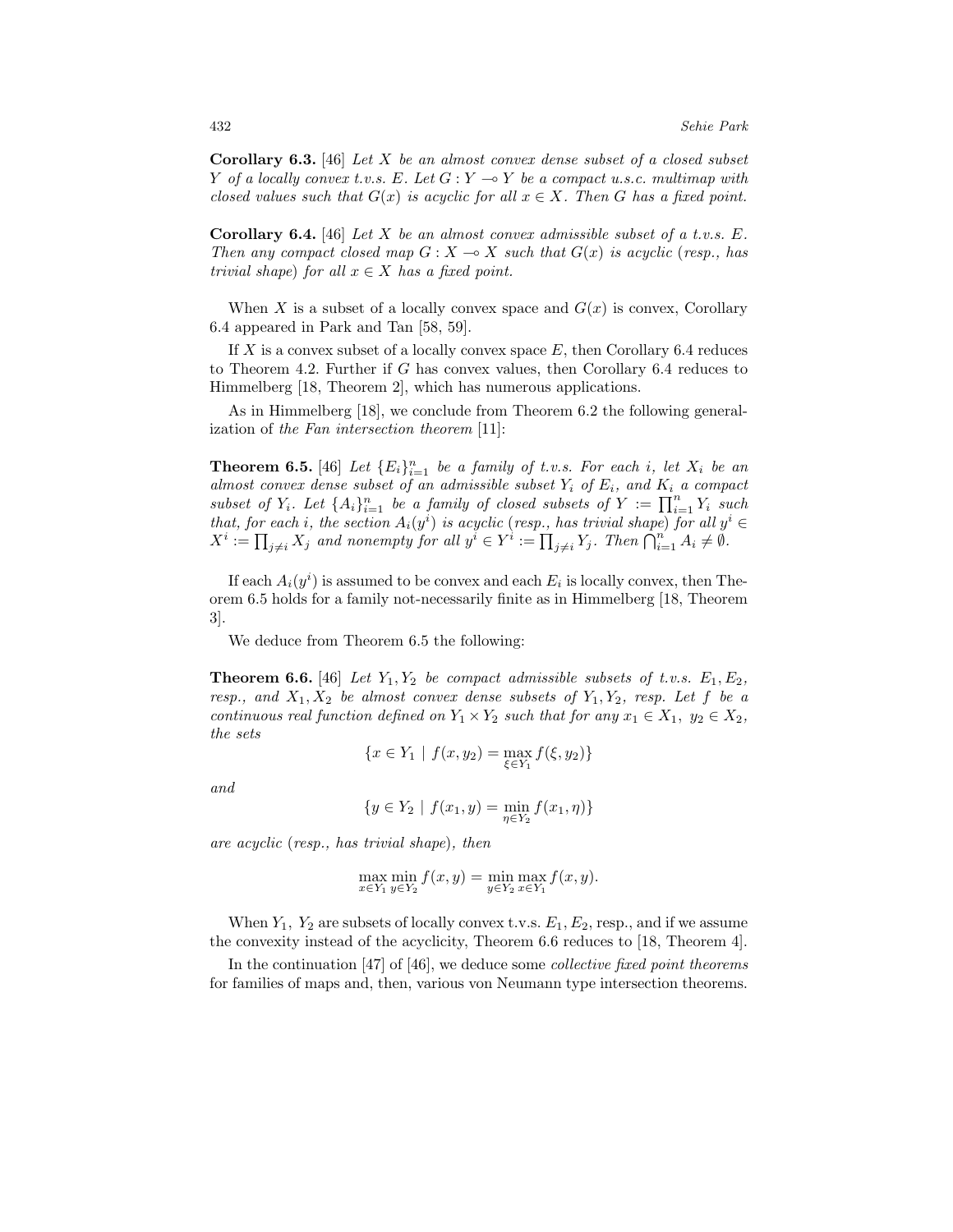**Corollary 6.3.** [46] *Let $X$ be an almost convex dense subset of a closed subset $Y$ of a locally convex t.v.s. $E$. Let $G : Y \multimap Y$ be a compact u.s.c. multimap with closed values such that $G(x)$ is acyclic for all $x \in X$. Then $G$ has a fixed point.*

**Corollary 6.4.** [46] *Let $X$ be an almost convex admissible subset of a t.v.s. $E$. Then any compact closed map $G : X \multimap X$ such that $G(x)$ is acyclic (resp., has trivial shape) for all $x \in X$ has a fixed point.*

When $X$ is a subset of a locally convex space and $G(x)$ is convex, Corollary 6.4 appeared in Park and Tan [58, 59].

If $X$ is a convex subset of a locally convex space $E$, then Corollary 6.4 reduces to Theorem 4.2. Further if $G$ has convex values, then Corollary 6.4 reduces to Himmelberg [18, Theorem 2], which has numerous applications.

As in Himmelberg [18], we conclude from Theorem 6.2 the following generalization of *the Fan intersection theorem* [11]:

**Theorem 6.5.** [46] *Let $\{E_i\}_{i=1}^n$ be a family of t.v.s. For each $i$, let $X_i$ be an almost convex dense subset of an admissible subset $Y_i$ of $E_i$, and $K_i$ a compact subset of $Y_i$. Let $\{A_i\}_{i=1}^n$ be a family of closed subsets of $Y := \prod_{i=1}^n Y_i$ such that, for each $i$, the section $A_i(y^i)$ is acyclic (resp., has trivial shape) for all $y^i \in X^i := \prod_{j \neq i} X_j$ and nonempty for all $y^i \in Y^i := \prod_{j \neq i} Y_j$. Then $\bigcap_{i=1}^n A_i \neq \emptyset$.*

If each $A_i(y^i)$ is assumed to be convex and each $E_i$ is locally convex, then Theorem 6.5 holds for a family not-necessarily finite as in Himmelberg [18, Theorem 3].

We deduce from Theorem 6.5 the following:

**Theorem 6.6.** [46] *Let $Y_1, Y_2$ be compact admissible subsets of t.v.s. $E_1, E_2$, resp., and $X_1, X_2$ be almost convex dense subsets of $Y_1, Y_2$, resp. Let $f$ be a continuous real function defined on $Y_1 \times Y_2$ such that for any $x_1 \in X_1,\ y_2 \in X_2$, the sets*

$$\{x \in Y_1 \mid f(x, y_2) = \max_{\xi \in Y_1} f(\xi, y_2)\}$$

*and*

$$\{y \in Y_2 \mid f(x_1, y) = \min_{\eta \in Y_2} f(x_1, \eta)\}$$

*are acyclic (resp., has trivial shape), then*

$$\max_{x \in Y_1} \min_{y \in Y_2} f(x, y) = \min_{y \in Y_2} \max_{x \in Y_1} f(x, y).$$

When $Y_1,\ Y_2$ are subsets of locally convex t.v.s. $E_1, E_2$, resp., and if we assume the convexity instead of the acyclicity, Theorem 6.6 reduces to [18, Theorem 4].

In the continuation [47] of [46], we deduce some *collective fixed point theorems* for families of maps and, then, various von Neumann type intersection theorems.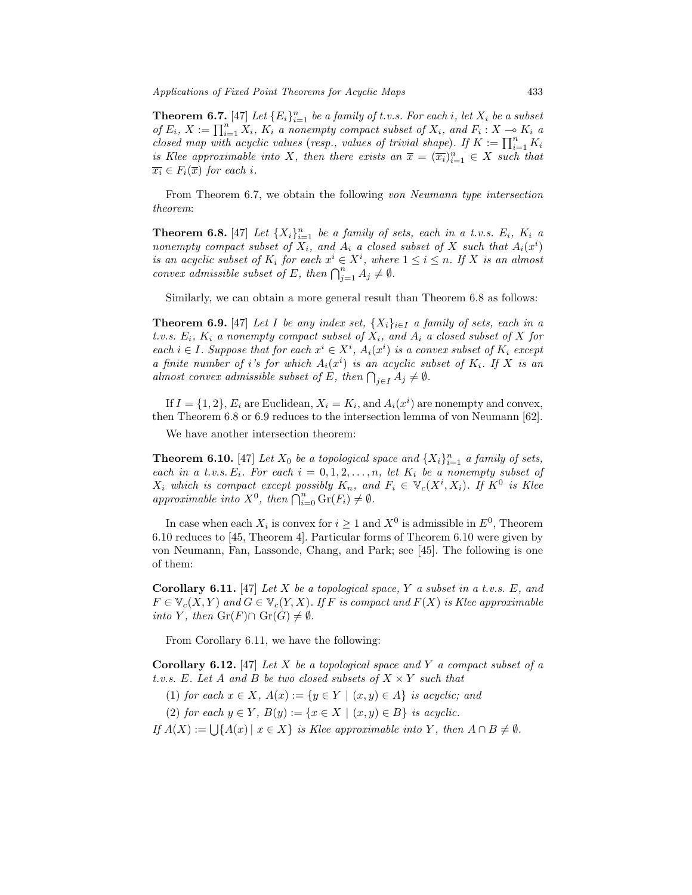**Theorem 6.7.** [47] *Let $\{E_i\}_{i=1}^n$ be a family of t.v.s. For each $i$, let $X_i$ be a subset of $E_i$, $X := \prod_{i=1}^n X_i$, $K_i$ a nonempty compact subset of $X_i$, and $F_i : X \multimap K_i$ a closed map with acyclic values* (*resp., values of trivial shape*). *If $K := \prod_{i=1}^n K_i$ is Klee approximable into $X$, then there exists an $\overline{x} = (\overline{x_i})_{i=1}^n \in X$ such that $\overline{x_i} \in F_i(\overline{x})$ for each $i$.*

From Theorem 6.7, we obtain the following *von Neumann type intersection theorem*:

**Theorem 6.8.** [47] *Let $\{X_i\}_{i=1}^n$ be a family of sets, each in a t.v.s. $E_i$, $K_i$ a nonempty compact subset of $X_i$, and $A_i$ a closed subset of $X$ such that $A_i(x^i)$ is an acyclic subset of $K_i$ for each $x^i \in X^i$, where $1 \leq i \leq n$. If $X$ is an almost convex admissible subset of $E$, then $\bigcap_{j=1}^n A_j \neq \emptyset$.*

Similarly, we can obtain a more general result than Theorem 6.8 as follows:

**Theorem 6.9.** [47] *Let $I$ be any index set, $\{X_i\}_{i \in I}$ a family of sets, each in a t.v.s. $E_i$, $K_i$ a nonempty compact subset of $X_i$, and $A_i$ a closed subset of $X$ for each $i \in I$. Suppose that for each $x^i \in X^i$, $A_i(x^i)$ is a convex subset of $K_i$ except a finite number of $i$'s for which $A_i(x^i)$ is an acyclic subset of $K_i$. If $X$ is an almost convex admissible subset of $E$, then $\bigcap_{j \in I} A_j \neq \emptyset$.*

If $I = \{1, 2\}$, $E_i$ are Euclidean, $X_i = K_i$, and $A_i(x^i)$ are nonempty and convex, then Theorem 6.8 or 6.9 reduces to the intersection lemma of von Neumann [62].

We have another intersection theorem:

**Theorem 6.10.** [47] *Let $X_0$ be a topological space and $\{X_i\}_{i=1}^n$ a family of sets, each in a t.v.s. $E_i$. For each $i = 0, 1, 2, \ldots, n$, let $K_i$ be a nonempty subset of $X_i$ which is compact except possibly $K_n$, and $F_i \in \mathbb{V}_c(X^i, X_i)$. If $K^0$ is Klee approximable into $X^0$, then $\bigcap_{i=0}^n \operatorname{Gr}(F_i) \neq \emptyset$.*

In case when each $X_i$ is convex for $i \geq 1$ and $X^0$ is admissible in $E^0$, Theorem 6.10 reduces to [45, Theorem 4]. Particular forms of Theorem 6.10 were given by von Neumann, Fan, Lassonde, Chang, and Park; see [45]. The following is one of them:

**Corollary 6.11.** [47] *Let $X$ be a topological space, $Y$ a subset in a t.v.s. $E$, and $F \in \mathbb{V}_c(X, Y)$ and $G \in \mathbb{V}_c(Y, X)$. If $F$ is compact and $F(X)$ is Klee approximable into $Y$, then $\operatorname{Gr}(F) \cap \operatorname{Gr}(G) \neq \emptyset$.*

From Corollary 6.11, we have the following:

**Corollary 6.12.** [47] *Let $X$ be a topological space and $Y$ a compact subset of a t.v.s. $E$. Let $A$ and $B$ be two closed subsets of $X \times Y$ such that*

(1) *for each $x \in X$, $A(x) := \{y \in Y \mid (x, y) \in A\}$ is acyclic; and*

(2) *for each $y \in Y$, $B(y) := \{x \in X \mid (x, y) \in B\}$ is acyclic.*

*If $A(X) := \bigcup\{A(x) \mid x \in X\}$ is Klee approximable into $Y$, then $A \cap B \neq \emptyset$.*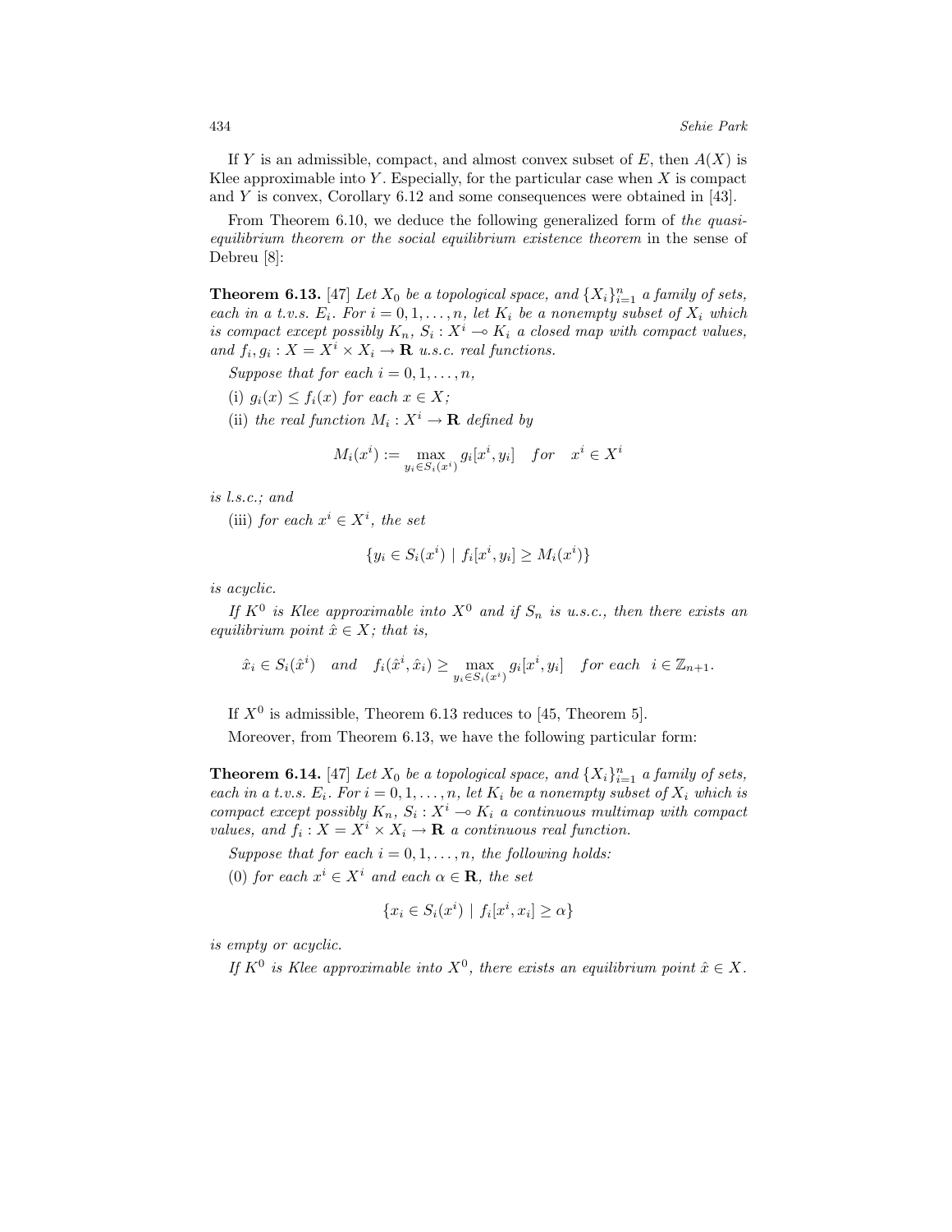If $Y$ is an admissible, compact, and almost convex subset of $E$, then $A(X)$ is Klee approximable into $Y$. Especially, for the particular case when $X$ is compact and $Y$ is convex, Corollary 6.12 and some consequences were obtained in [43].

From Theorem 6.10, we deduce the following generalized form of *the quasi-equilibrium theorem or the social equilibrium existence theorem* in the sense of Debreu [8]:

**Theorem 6.13.** [47] *Let $X_0$ be a topological space, and $\{X_i\}_{i=1}^n$ a family of sets, each in a t.v.s. $E_i$. For $i = 0, 1, \ldots, n$, let $K_i$ be a nonempty subset of $X_i$ which is compact except possibly $K_n$, $S_i : X^i \multimap K_i$ a closed map with compact values, and $f_i, g_i : X = X^i \times X_i \to \mathbf{R}$ u.s.c. real functions.*

*Suppose that for each $i = 0, 1, \ldots, n$,*

(i) *$g_i(x) \leq f_i(x)$ for each $x \in X$;*

(ii) *the real function $M_i : X^i \to \mathbf{R}$ defined by*

$$M_i(x^i) := \max_{y_i \in S_i(x^i)} g_i[x^i, y_i] \quad for \quad x^i \in X^i$$

*is l.s.c.; and*

(iii) *for each $x^i \in X^i$, the set*

$$\{y_i \in S_i(x^i) \mid f_i[x^i, y_i] \geq M_i(x^i)\}$$

*is acyclic.*

*If $K^0$ is Klee approximable into $X^0$ and if $S_n$ is u.s.c., then there exists an equilibrium point $\hat{x} \in X$; that is,*

$$\hat{x}_i \in S_i(\hat{x}^i) \quad and \quad f_i(\hat{x}^i, \hat{x}_i) \geq \max_{y_i \in S_i(x^i)} g_i[x^i, y_i] \quad for\ each \quad i \in \mathbb{Z}_{n+1}.$$

If $X^0$ is admissible, Theorem 6.13 reduces to [45, Theorem 5].

Moreover, from Theorem 6.13, we have the following particular form:

**Theorem 6.14.** [47] *Let $X_0$ be a topological space, and $\{X_i\}_{i=1}^n$ a family of sets, each in a t.v.s. $E_i$. For $i = 0, 1, \ldots, n$, let $K_i$ be a nonempty subset of $X_i$ which is compact except possibly $K_n$, $S_i : X^i \multimap K_i$ a continuous multimap with compact values, and $f_i : X = X^i \times X_i \to \mathbf{R}$ a continuous real function.*

*Suppose that for each $i = 0, 1, \ldots, n$, the following holds:*

(0) *for each $x^i \in X^i$ and each $\alpha \in \mathbf{R}$, the set*

$$\{x_i \in S_i(x^i) \mid f_i[x^i, x_i] \geq \alpha\}$$

*is empty or acyclic.*

*If $K^0$ is Klee approximable into $X^0$, there exists an equilibrium point $\hat{x} \in X$.*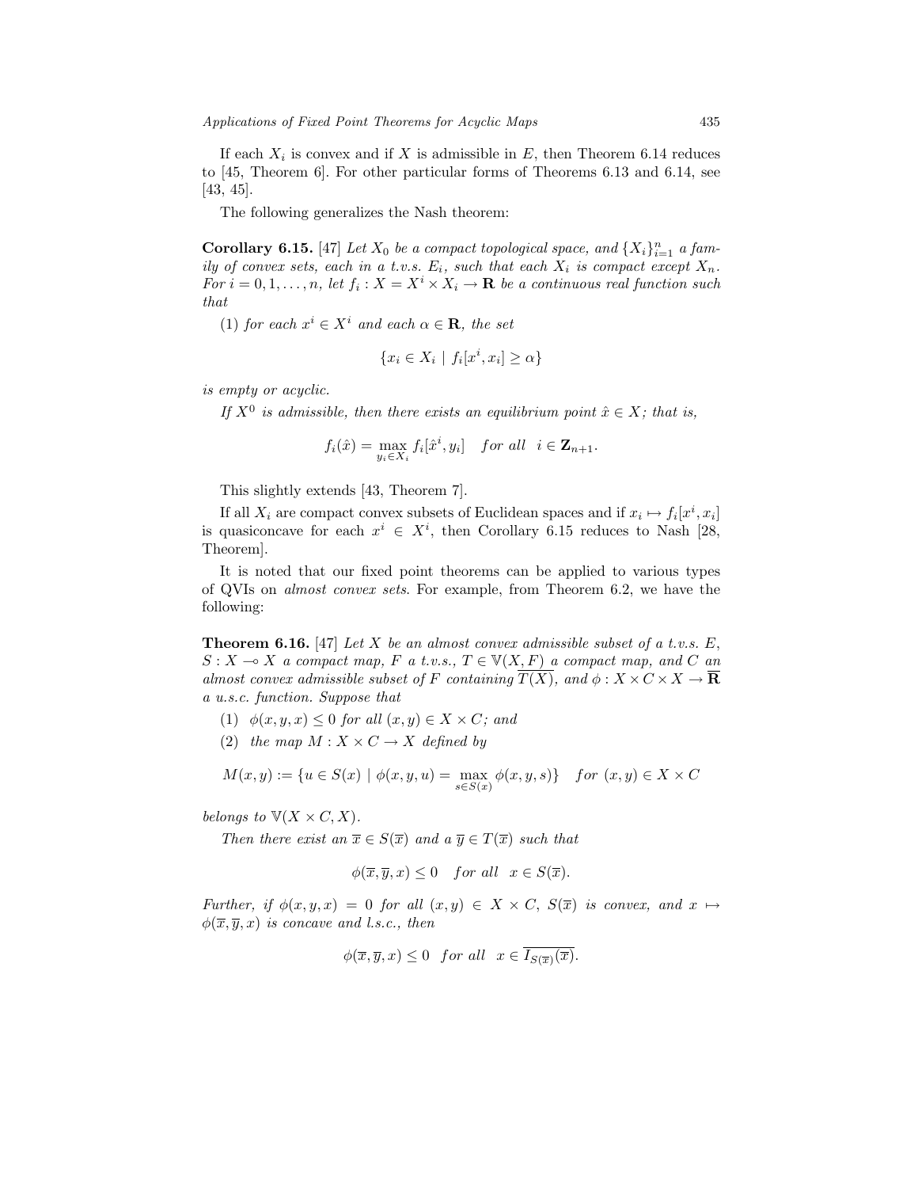If each $X_i$ is convex and if $X$ is admissible in $E$, then Theorem 6.14 reduces to [45, Theorem 6]. For other particular forms of Theorems 6.13 and 6.14, see [43, 45].

The following generalizes the Nash theorem:

**Corollary 6.15.** [47] *Let $X_0$ be a compact topological space, and $\{X_i\}_{i=1}^n$ a family of convex sets, each in a t.v.s. $E_i$, such that each $X_i$ is compact except $X_n$. For $i = 0, 1, \ldots, n$, let $f_i : X = X^i \times X_i \to \mathbf{R}$ be a continuous real function such that*

(1) *for each $x^i \in X^i$ and each $\alpha \in \mathbf{R}$, the set*

$$\{x_i \in X_i \mid f_i[x^i, x_i] \geq \alpha\}$$

*is empty or acyclic.*

*If $X^0$ is admissible, then there exists an equilibrium point $\hat{x} \in X$; that is,*

$$f_i(\hat{x}) = \max_{y_i \in X_i} f_i[\hat{x}^i, y_i] \quad \textit{for all} \quad i \in \mathbf{Z}_{n+1}.$$

This slightly extends [43, Theorem 7].

If all $X_i$ are compact convex subsets of Euclidean spaces and if $x_i \mapsto f_i[x^i, x_i]$ is quasiconcave for each $x^i \in X^i$, then Corollary 6.15 reduces to Nash [28, Theorem].

It is noted that our fixed point theorems can be applied to various types of QVIs on *almost convex sets*. For example, from Theorem 6.2, we have the following:

**Theorem 6.16.** [47] *Let $X$ be an almost convex admissible subset of a t.v.s. $E$, $S : X \multimap X$ a compact map, $F$ a t.v.s., $T \in \mathbb{V}(X, F)$ a compact map, and $C$ an almost convex admissible subset of $F$ containing $\overline{T(X)}$, and $\phi : X \times C \times X \to \overline{\mathbf{R}}$ a u.s.c. function. Suppose that*

(1) *$\phi(x, y, x) \leq 0$ for all $(x, y) \in X \times C$; and*

(2) *the map $M : X \times C \to X$ defined by*

$$M(x, y) := \{u \in S(x) \mid \phi(x, y, u) = \max_{s \in S(x)} \phi(x, y, s)\} \quad \textit{for} \ (x, y) \in X \times C$$

*belongs to $\mathbb{V}(X \times C, X)$.*

*Then there exist an $\overline{x} \in S(\overline{x})$ and a $\overline{y} \in T(\overline{x})$ such that*

$$\phi(\overline{x}, \overline{y}, x) \leq 0 \quad \textit{for all} \quad x \in S(\overline{x}).$$

*Further, if $\phi(x, y, x) = 0$ for all $(x, y) \in X \times C$, $S(\overline{x})$ is convex, and $x \mapsto \phi(\overline{x}, \overline{y}, x)$ is concave and l.s.c., then*

$$\phi(\overline{x}, \overline{y}, x) \leq 0 \quad \textit{for all} \quad x \in \overline{I_{S(\overline{x})}(\overline{x})}.$$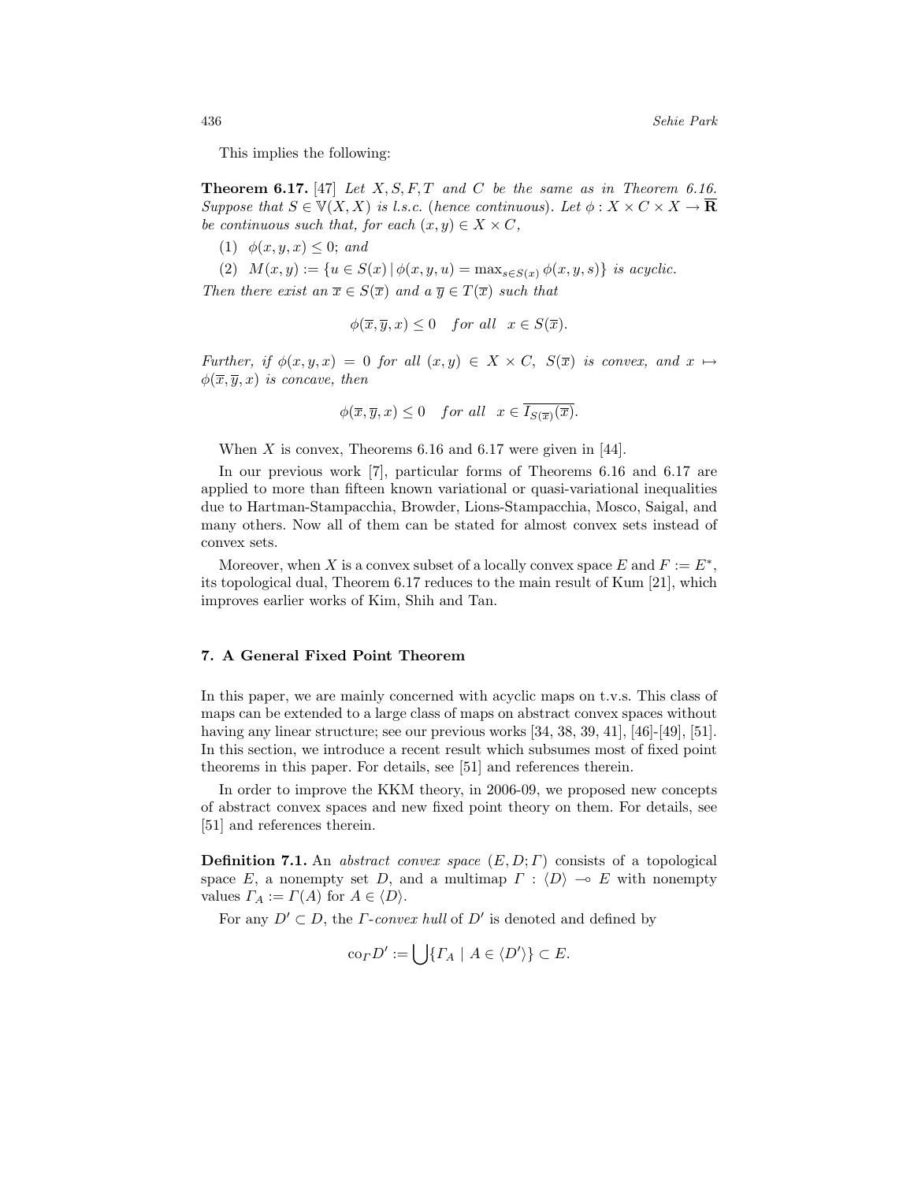This implies the following:

**Theorem 6.17.** [47] *Let $X, S, F, T$ and $C$ be the same as in Theorem 6.16. Suppose that $S \in \mathbb{V}(X, X)$ is l.s.c. (hence continuous). Let $\phi : X \times C \times X \to \overline{\mathbf{R}}$ be continuous such that, for each $(x, y) \in X \times C$,*

(1) $\phi(x, y, x) \leq 0$; *and*

(2) $M(x, y) := \{u \in S(x) \mid \phi(x, y, u) = \max_{s \in S(x)} \phi(x, y, s)\}$ *is acyclic.*

*Then there exist an $\overline{x} \in S(\overline{x})$ and a $\overline{y} \in T(\overline{x})$ such that*

$$\phi(\overline{x}, \overline{y}, x) \leq 0 \quad for\ all \quad x \in S(\overline{x}).$$

*Further, if $\phi(x, y, x) = 0$ for all $(x, y) \in X \times C$, $S(\overline{x})$ is convex, and $x \mapsto \phi(\overline{x}, \overline{y}, x)$ is concave, then*

$$\phi(\overline{x}, \overline{y}, x) \leq 0 \quad for\ all \quad x \in \overline{I_{S(\overline{x})}(\overline{x})}.$$

When $X$ is convex, Theorems 6.16 and 6.17 were given in [44].

In our previous work [7], particular forms of Theorems 6.16 and 6.17 are applied to more than fifteen known variational or quasi-variational inequalities due to Hartman-Stampacchia, Browder, Lions-Stampacchia, Mosco, Saigal, and many others. Now all of them can be stated for almost convex sets instead of convex sets.

Moreover, when $X$ is a convex subset of a locally convex space $E$ and $F := E^*$, its topological dual, Theorem 6.17 reduces to the main result of Kum [21], which improves earlier works of Kim, Shih and Tan.

## 7. A General Fixed Point Theorem

In this paper, we are mainly concerned with acyclic maps on t.v.s. This class of maps can be extended to a large class of maps on abstract convex spaces without having any linear structure; see our previous works [34, 38, 39, 41], [46]-[49], [51]. In this section, we introduce a recent result which subsumes most of fixed point theorems in this paper. For details, see [51] and references therein.

In order to improve the KKM theory, in 2006-09, we proposed new concepts of abstract convex spaces and new fixed point theory on them. For details, see [51] and references therein.

**Definition 7.1.** An *abstract convex space* $(E, D; \Gamma)$ consists of a topological space $E$, a nonempty set $D$, and a multimap $\Gamma : \langle D \rangle \multimap E$ with nonempty values $\Gamma_A := \Gamma(A)$ for $A \in \langle D \rangle$.

For any $D' \subset D$, the $\Gamma$*-convex hull* of $D'$ is denoted and defined by

$$\mathrm{co}_\Gamma D' := \bigcup \{\Gamma_A \mid A \in \langle D' \rangle\} \subset E.$$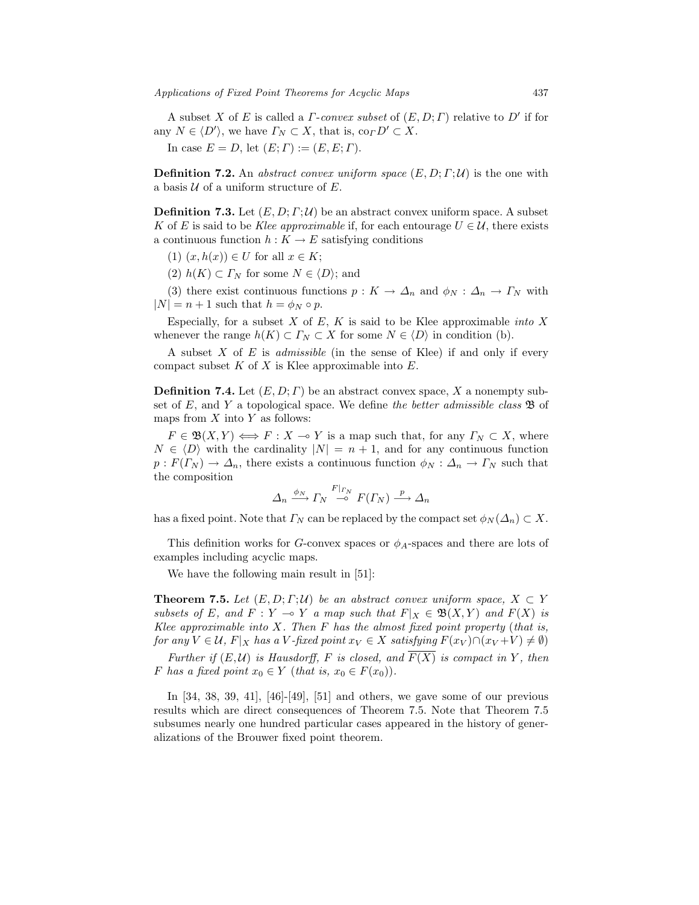A subset $X$ of $E$ is called a *$\Gamma$-convex subset* of $(E, D; \Gamma)$ relative to $D'$ if for any $N \in \langle D' \rangle$, we have $\Gamma_N \subset X$, that is, $\mathrm{co}_\Gamma D' \subset X$.

In case $E = D$, let $(E; \Gamma) := (E, E; \Gamma)$.

**Definition 7.2.** An *abstract convex uniform space* $(E, D; \Gamma; \mathcal{U})$ is the one with a basis $\mathcal{U}$ of a uniform structure of $E$.

**Definition 7.3.** Let $(E, D; \Gamma; \mathcal{U})$ be an abstract convex uniform space. A subset $K$ of $E$ is said to be *Klee approximable* if, for each entourage $U \in \mathcal{U}$, there exists a continuous function $h : K \to E$ satisfying conditions

(1) $(x, h(x)) \in U$ for all $x \in K$;

(2) $h(K) \subset \Gamma_N$ for some $N \in \langle D \rangle$; and

(3) there exist continuous functions $p : K \to \Delta_n$ and $\phi_N : \Delta_n \to \Gamma_N$ with $|N| = n + 1$ such that $h = \phi_N \circ p$.

Especially, for a subset $X$ of $E$, $K$ is said to be Klee approximable *into* $X$ whenever the range $h(K) \subset \Gamma_N \subset X$ for some $N \in \langle D \rangle$ in condition (b).

A subset $X$ of $E$ is *admissible* (in the sense of Klee) if and only if every compact subset $K$ of $X$ is Klee approximable into $E$.

**Definition 7.4.** Let $(E, D; \Gamma)$ be an abstract convex space, $X$ a nonempty subset of $E$, and $Y$ a topological space. We define *the better admissible class* $\mathfrak{B}$ of maps from $X$ into $Y$ as follows:

$F \in \mathfrak{B}(X, Y) \iff F : X \multimap Y$ is a map such that, for any $\Gamma_N \subset X$, where $N \in \langle D \rangle$ with the cardinality $|N| = n + 1$, and for any continuous function $p : F(\Gamma_N) \to \Delta_n$, there exists a continuous function $\phi_N : \Delta_n \to \Gamma_N$ such that the composition

$$\Delta_n \xrightarrow{\phi_N} \Gamma_N \overset{F|_{\Gamma_N}}{\multimap} F(\Gamma_N) \xrightarrow{p} \Delta_n$$

has a fixed point. Note that $\Gamma_N$ can be replaced by the compact set $\phi_N(\Delta_n) \subset X$.

This definition works for $G$-convex spaces or $\phi_A$-spaces and there are lots of examples including acyclic maps.

We have the following main result in [51]:

**Theorem 7.5.** *Let $(E, D; \Gamma; \mathcal{U})$ be an abstract convex uniform space, $X \subset Y$ subsets of $E$, and $F : Y \multimap Y$ a map such that $F|_X \in \mathfrak{B}(X, Y)$ and $F(X)$ is Klee approximable into $X$. Then $F$ has the almost fixed point property* (*that is, for any $V \in \mathcal{U}$, $F|_X$ has a $V$-fixed point $x_V \in X$ satisfying $F(x_V) \cap (x_V + V) \neq \emptyset$*)

*Further if $(E, \mathcal{U})$ is Hausdorff, $F$ is closed, and $\overline{F(X)}$ is compact in $Y$, then $F$ has a fixed point $x_0 \in Y$ (that is, $x_0 \in F(x_0)$).*

In [34, 38, 39, 41], [46]-[49], [51] and others, we gave some of our previous results which are direct consequences of Theorem 7.5. Note that Theorem 7.5 subsumes nearly one hundred particular cases appeared in the history of generalizations of the Brouwer fixed point theorem.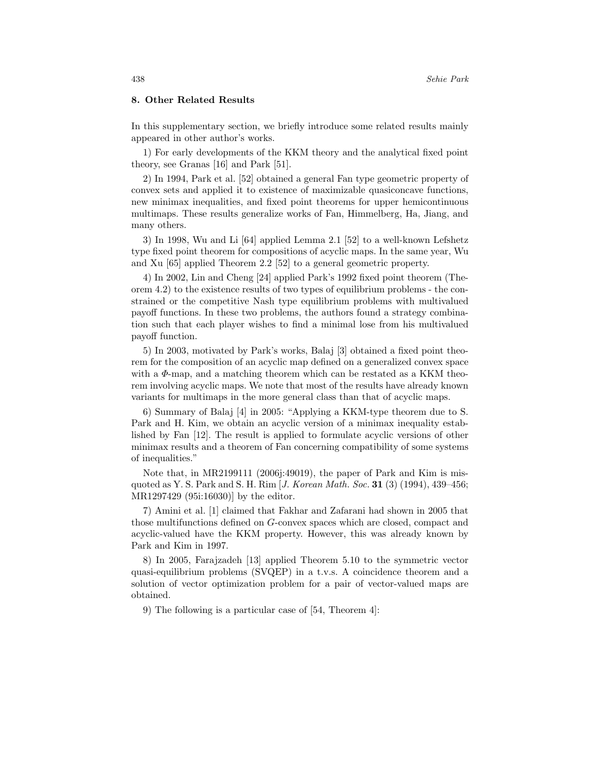### 8. Other Related Results

In this supplementary section, we briefly introduce some related results mainly appeared in other author's works.

1) For early developments of the KKM theory and the analytical fixed point theory, see Granas [16] and Park [51].

2) In 1994, Park et al. [52] obtained a general Fan type geometric property of convex sets and applied it to existence of maximizable quasiconcave functions, new minimax inequalities, and fixed point theorems for upper hemicontinuous multimaps. These results generalize works of Fan, Himmelberg, Ha, Jiang, and many others.

3) In 1998, Wu and Li [64] applied Lemma 2.1 [52] to a well-known Lefshetz type fixed point theorem for compositions of acyclic maps. In the same year, Wu and Xu [65] applied Theorem 2.2 [52] to a general geometric property.

4) In 2002, Lin and Cheng [24] applied Park's 1992 fixed point theorem (Theorem 4.2) to the existence results of two types of equilibrium problems - the constrained or the competitive Nash type equilibrium problems with multivalued payoff functions. In these two problems, the authors found a strategy combination such that each player wishes to find a minimal lose from his multivalued payoff function.

5) In 2003, motivated by Park's works, Balaj [3] obtained a fixed point theorem for the composition of an acyclic map defined on a generalized convex space with a $\Phi$-map, and a matching theorem which can be restated as a KKM theorem involving acyclic maps. We note that most of the results have already known variants for multimaps in the more general class than that of acyclic maps.

6) Summary of Balaj [4] in 2005: "Applying a KKM-type theorem due to S. Park and H. Kim, we obtain an acyclic version of a minimax inequality established by Fan [12]. The result is applied to formulate acyclic versions of other minimax results and a theorem of Fan concerning compatibility of some systems of inequalities."

Note that, in MR2199111 (2006j:49019), the paper of Park and Kim is misquoted as Y. S. Park and S. H. Rim [*J. Korean Math. Soc.* **31** (3) (1994), 439–456; MR1297429 (95i:16030)] by the editor.

7) Amini et al. [1] claimed that Fakhar and Zafarani had shown in 2005 that those multifunctions defined on $G$-convex spaces which are closed, compact and acyclic-valued have the KKM property. However, this was already known by Park and Kim in 1997.

8) In 2005, Farajzadeh [13] applied Theorem 5.10 to the symmetric vector quasi-equilibrium problems (SVQEP) in a t.v.s. A coincidence theorem and a solution of vector optimization problem for a pair of vector-valued maps are obtained.

9) The following is a particular case of [54, Theorem 4]: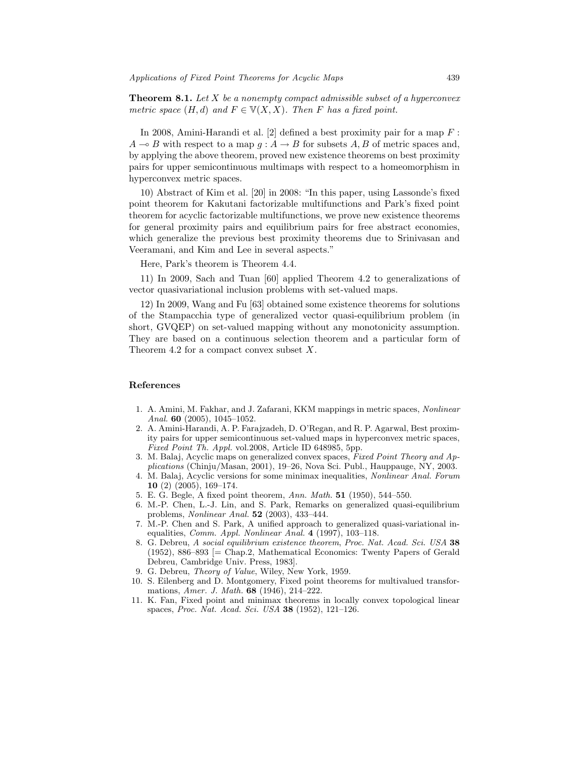**Theorem 8.1.** *Let $X$ be a nonempty compact admissible subset of a hyperconvex metric space $(H, d)$ and $F \in \mathbb{V}(X, X)$. Then $F$ has a fixed point.*

In 2008, Amini-Harandi et al. [2] defined a best proximity pair for a map $F : A \multimap B$ with respect to a map $g : A \to B$ for subsets $A, B$ of metric spaces and, by applying the above theorem, proved new existence theorems on best proximity pairs for upper semicontinuous multimaps with respect to a homeomorphism in hyperconvex metric spaces.

10) Abstract of Kim et al. [20] in 2008: "In this paper, using Lassonde's fixed point theorem for Kakutani factorizable multifunctions and Park's fixed point theorem for acyclic factorizable multifunctions, we prove new existence theorems for general proximity pairs and equilibrium pairs for free abstract economies, which generalize the previous best proximity theorems due to Srinivasan and Veeramani, and Kim and Lee in several aspects."

Here, Park's theorem is Theorem 4.4.

11) In 2009, Sach and Tuan [60] applied Theorem 4.2 to generalizations of vector quasivariational inclusion problems with set-valued maps.

12) In 2009, Wang and Fu [63] obtained some existence theorems for solutions of the Stampacchia type of generalized vector quasi-equilibrium problem (in short, GVQEP) on set-valued mapping without any monotonicity assumption. They are based on a continuous selection theorem and a particular form of Theorem 4.2 for a compact convex subset $X$.

## References

1. A. Amini, M. Fakhar, and J. Zafarani, KKM mappings in metric spaces, *Nonlinear Anal.* **60** (2005), 1045–1052.
2. A. Amini-Harandi, A. P. Farajzadeh, D. O'Regan, and R. P. Agarwal, Best proximity pairs for upper semicontinuous set-valued maps in hyperconvex metric spaces, *Fixed Point Th. Appl.* vol.2008, Article ID 648985, 5pp.
3. M. Balaj, Acyclic maps on generalized convex spaces, *Fixed Point Theory and Applications* (Chinju/Masan, 2001), 19–26, Nova Sci. Publ., Hauppauge, NY, 2003.
4. M. Balaj, Acyclic versions for some minimax inequalities, *Nonlinear Anal. Forum* **10** (2) (2005), 169–174.
5. E. G. Begle, A fixed point theorem, *Ann. Math.* **51** (1950), 544–550.
6. M.-P. Chen, L.-J. Lin, and S. Park, Remarks on generalized quasi-equilibrium problems, *Nonlinear Anal.* **52** (2003), 433–444.
7. M.-P. Chen and S. Park, A unified approach to generalized quasi-variational inequalities, *Comm. Appl. Nonlinear Anal.* **4** (1997), 103–118.
8. G. Debreu, *A social equilibrium existence theorem*, *Proc. Nat. Acad. Sci. USA* **38** (1952), 886–893 [= Chap.2, Mathematical Economics: Twenty Papers of Gerald Debreu, Cambridge Univ. Press, 1983].
9. G. Debreu, *Theory of Value*, Wiley, New York, 1959.
10. S. Eilenberg and D. Montgomery, Fixed point theorems for multivalued transformations, *Amer. J. Math.* **68** (1946), 214–222.
11. K. Fan, Fixed point and minimax theorems in locally convex topological linear spaces, *Proc. Nat. Acad. Sci. USA* **38** (1952), 121–126.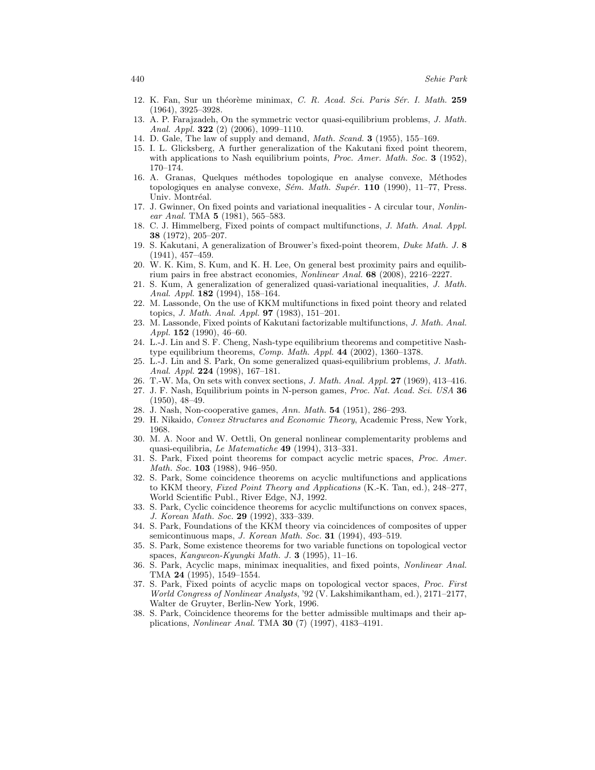12. K. Fan, Sur un théorème minimax, *C. R. Acad. Sci. Paris Sér. I. Math.* **259** (1964), 3925–3928.
13. A. P. Farajzadeh, On the symmetric vector quasi-equilibrium problems, *J. Math. Anal. Appl.* **322** (2) (2006), 1099–1110.
14. D. Gale, The law of supply and demand, *Math. Scand.* **3** (1955), 155–169.
15. I. L. Glicksberg, A further generalization of the Kakutani fixed point theorem, with applications to Nash equilibrium points, *Proc. Amer. Math. Soc.* **3** (1952), 170–174.
16. A. Granas, Quelques méthodes topologique en analyse convexe, Méthodes topologiques en analyse convexe, *Sém. Math. Supér.* **110** (1990), 11–77, Press. Univ. Montréal.
17. J. Gwinner, On fixed points and variational inequalities - A circular tour, *Nonlinear Anal.* TMA **5** (1981), 565–583.
18. C. J. Himmelberg, Fixed points of compact multifunctions, *J. Math. Anal. Appl.* **38** (1972), 205–207.
19. S. Kakutani, A generalization of Brouwer's fixed-point theorem, *Duke Math. J.* **8** (1941), 457–459.
20. W. K. Kim, S. Kum, and K. H. Lee, On general best proximity pairs and equilibrium pairs in free abstract economies, *Nonlinear Anal.* **68** (2008), 2216–2227.
21. S. Kum, A generalization of generalized quasi-variational inequalities, *J. Math. Anal. Appl.* **182** (1994), 158–164.
22. M. Lassonde, On the use of KKM multifunctions in fixed point theory and related topics, *J. Math. Anal. Appl.* **97** (1983), 151–201.
23. M. Lassonde, Fixed points of Kakutani factorizable multifunctions, *J. Math. Anal. Appl.* **152** (1990), 46–60.
24. L.-J. Lin and S. F. Cheng, Nash-type equilibrium theorems and competitive Nash-type equilibrium theorems, *Comp. Math. Appl.* **44** (2002), 1360–1378.
25. L.-J. Lin and S. Park, On some generalized quasi-equilibrium problems, *J. Math. Anal. Appl.* **224** (1998), 167–181.
26. T.-W. Ma, On sets with convex sections, *J. Math. Anal. Appl.* **27** (1969), 413–416.
27. J. F. Nash, Equilibrium points in N-person games, *Proc. Nat. Acad. Sci. USA* **36** (1950), 48–49.
28. J. Nash, Non-cooperative games, *Ann. Math.* **54** (1951), 286–293.
29. H. Nikaido, *Convex Structures and Economic Theory*, Academic Press, New York, 1968.
30. M. A. Noor and W. Oettli, On general nonlinear complementarity problems and quasi-equilibria, *Le Matematiche* **49** (1994), 313–331.
31. S. Park, Fixed point theorems for compact acyclic metric spaces, *Proc. Amer. Math. Soc.* **103** (1988), 946–950.
32. S. Park, Some coincidence theorems on acyclic multifunctions and applications to KKM theory, *Fixed Point Theory and Applications* (K.-K. Tan, ed.), 248–277, World Scientific Publ., River Edge, NJ, 1992.
33. S. Park, Cyclic coincidence theorems for acyclic multifunctions on convex spaces, *J. Korean Math. Soc.* **29** (1992), 333–339.
34. S. Park, Foundations of the KKM theory via coincidences of composites of upper semicontinuous maps, *J. Korean Math. Soc.* **31** (1994), 493–519.
35. S. Park, Some existence theorems for two variable functions on topological vector spaces, *Kangweon-Kyungki Math. J.* **3** (1995), 11–16.
36. S. Park, Acyclic maps, minimax inequalities, and fixed points, *Nonlinear Anal.* TMA **24** (1995), 1549–1554.
37. S. Park, Fixed points of acyclic maps on topological vector spaces, *Proc. First World Congress of Nonlinear Analysts*, '92 (V. Lakshimikantham, ed.), 2171–2177, Walter de Gruyter, Berlin-New York, 1996.
38. S. Park, Coincidence theorems for the better admissible multimaps and their applications, *Nonlinear Anal.* TMA **30** (7) (1997), 4183–4191.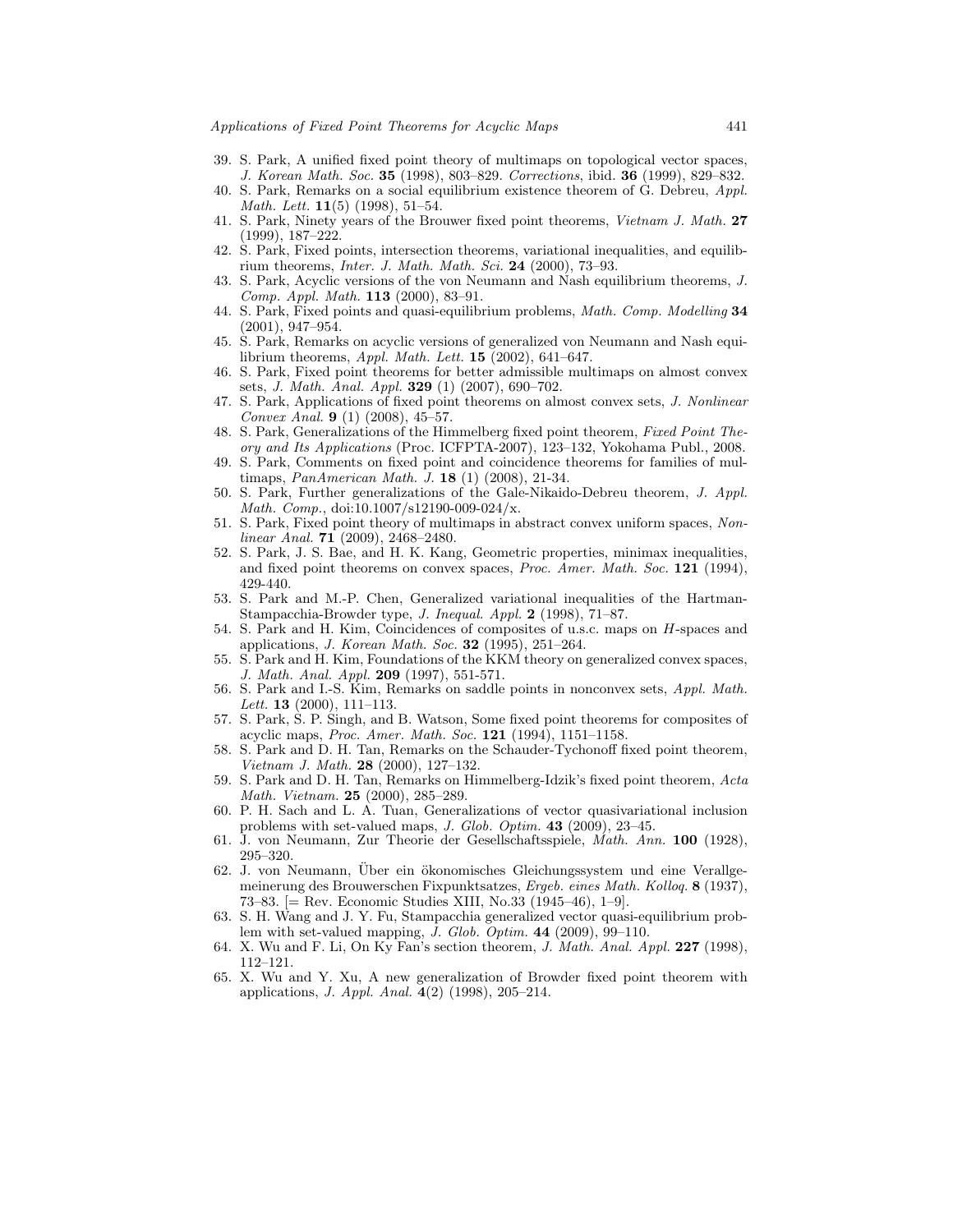39. S. Park, A unified fixed point theory of multimaps on topological vector spaces, *J. Korean Math. Soc.* **35** (1998), 803–829. *Corrections*, ibid. **36** (1999), 829–832.
40. S. Park, Remarks on a social equilibrium existence theorem of G. Debreu, *Appl. Math. Lett.* **11**(5) (1998), 51–54.
41. S. Park, Ninety years of the Brouwer fixed point theorems, *Vietnam J. Math.* **27** (1999), 187–222.
42. S. Park, Fixed points, intersection theorems, variational inequalities, and equilibrium theorems, *Inter. J. Math. Math. Sci.* **24** (2000), 73–93.
43. S. Park, Acyclic versions of the von Neumann and Nash equilibrium theorems, *J. Comp. Appl. Math.* **113** (2000), 83–91.
44. S. Park, Fixed points and quasi-equilibrium problems, *Math. Comp. Modelling* **34** (2001), 947–954.
45. S. Park, Remarks on acyclic versions of generalized von Neumann and Nash equilibrium theorems, *Appl. Math. Lett.* **15** (2002), 641–647.
46. S. Park, Fixed point theorems for better admissible multimaps on almost convex sets, *J. Math. Anal. Appl.* **329** (1) (2007), 690–702.
47. S. Park, Applications of fixed point theorems on almost convex sets, *J. Nonlinear Convex Anal.* **9** (1) (2008), 45–57.
48. S. Park, Generalizations of the Himmelberg fixed point theorem, *Fixed Point Theory and Its Applications* (Proc. ICFPTA-2007), 123–132, Yokohama Publ., 2008.
49. S. Park, Comments on fixed point and coincidence theorems for families of multimaps, *PanAmerican Math. J.* **18** (1) (2008), 21-34.
50. S. Park, Further generalizations of the Gale-Nikaido-Debreu theorem, *J. Appl. Math. Comp.*, doi:10.1007/s12190-009-024/x.
51. S. Park, Fixed point theory of multimaps in abstract convex uniform spaces, *Nonlinear Anal.* **71** (2009), 2468–2480.
52. S. Park, J. S. Bae, and H. K. Kang, Geometric properties, minimax inequalities, and fixed point theorems on convex spaces, *Proc. Amer. Math. Soc.* **121** (1994), 429-440.
53. S. Park and M.-P. Chen, Generalized variational inequalities of the Hartman-Stampacchia-Browder type, *J. Inequal. Appl.* **2** (1998), 71–87.
54. S. Park and H. Kim, Coincidences of composites of u.s.c. maps on $H$-spaces and applications, *J. Korean Math. Soc.* **32** (1995), 251–264.
55. S. Park and H. Kim, Foundations of the KKM theory on generalized convex spaces, *J. Math. Anal. Appl.* **209** (1997), 551-571.
56. S. Park and I.-S. Kim, Remarks on saddle points in nonconvex sets, *Appl. Math. Lett.* **13** (2000), 111–113.
57. S. Park, S. P. Singh, and B. Watson, Some fixed point theorems for composites of acyclic maps, *Proc. Amer. Math. Soc.* **121** (1994), 1151–1158.
58. S. Park and D. H. Tan, Remarks on the Schauder-Tychonoff fixed point theorem, *Vietnam J. Math.* **28** (2000), 127–132.
59. S. Park and D. H. Tan, Remarks on Himmelberg-Idzik's fixed point theorem, *Acta Math. Vietnam.* **25** (2000), 285–289.
60. P. H. Sach and L. A. Tuan, Generalizations of vector quasivariational inclusion problems with set-valued maps, *J. Glob. Optim.* **43** (2009), 23–45.
61. J. von Neumann, Zur Theorie der Gesellschaftsspiele, *Math. Ann.* **100** (1928), 295–320.
62. J. von Neumann, Über ein ökonomisches Gleichungssystem und eine Verallgemeinerung des Brouwerschen Fixpunktsatzes, *Ergeb. eines Math. Kolloq.* **8** (1937), 73–83. [= Rev. Economic Studies XIII, No.33 (1945–46), 1–9].
63. S. H. Wang and J. Y. Fu, Stampacchia generalized vector quasi-equilibrium problem with set-valued mapping, *J. Glob. Optim.* **44** (2009), 99–110.
64. X. Wu and F. Li, On Ky Fan's section theorem, *J. Math. Anal. Appl.* **227** (1998), 112–121.
65. X. Wu and Y. Xu, A new generalization of Browder fixed point theorem with applications, *J. Appl. Anal.* **4**(2) (1998), 205–214.